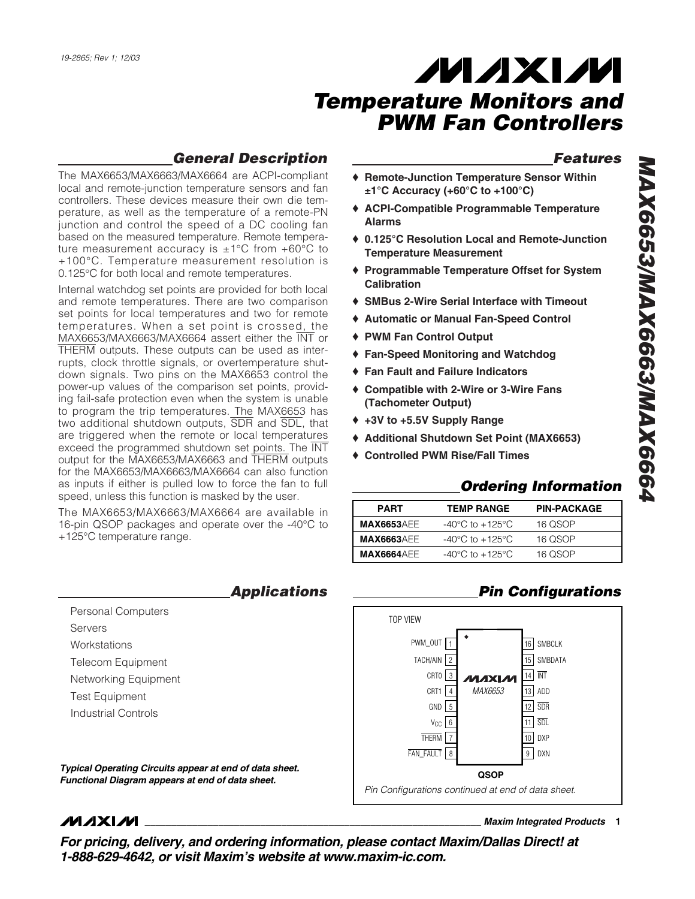19-2865; Rev 1; 12/03

# Temperature Monitors and PWM Fan Controllers

# MAX6653/MAX6663/MAX6664

## General Description

The MAX6653/MAX6663/MAX6664 are ACPI-compliant local and remote-junction temperature sensors and fan controllers. These devices measure their own die temperature, as well as the temperature of a remote-PN junction and control the speed of a DC cooling fan based on the measured temperature. Remote temperature measurement accuracy is ±1°C from +60°C to +100°C. Temperature measurement resolution is 0.125°C for both local and remote temperatures.

Internal watchdog set points are provided for both local and remote temperatures. There are two comparison set points for local temperatures and two for remote temperatures. When a set point is crossed, the MAX6653/MAX6663/MAX6664 assert either the INT or THERM outputs. These outputs can be used as interrupts, clock throttle signals, or overtemperature shutdown signals. Two pins on the MAX6653 control the power-up values of the comparison set points, providing fail-safe protection even when the system is unable to program the trip temperatures. The MAX6653 has two additional shutdown outputs, SDR and SDL, that are triggered when the remote or local temperatures exceed the programmed shutdown set points. The INT output for the MAX6653/MAX6663 and THERM outputs for the MAX6653/MAX6663/MAX6664 can also function as inputs if either is pulled low to force the fan to full speed, unless this function is masked by the user.

The MAX6653/MAX6663/MAX6664 are available in 16-pin QSOP packages and operate over the -40°C to +125°C temperature range.

## Applications

Personal Computers

Servers

Workstations

Telecom Equipment

Networking Equipment

Test Equipment

Industrial Controls

***Typical Operating Circuits appear at end of data sheet.***
***Functional Diagram appears at end of data sheet.***

## Features

- ♦ **Remote-Junction Temperature Sensor Within ±1°C Accuracy (+60°C to +100°C)**
- ♦ **ACPI-Compatible Programmable Temperature Alarms**
- ♦ **0.125°C Resolution Local and Remote-Junction Temperature Measurement**
- ♦ **Programmable Temperature Offset for System Calibration**
- ♦ **SMBus 2-Wire Serial Interface with Timeout**
- ♦ **Automatic or Manual Fan-Speed Control**
- ♦ **PWM Fan Control Output**
- ♦ **Fan-Speed Monitoring and Watchdog**
- ♦ **Fan Fault and Failure Indicators**
- ♦ **Compatible with 2-Wire or 3-Wire Fans (Tachometer Output)**
- ♦ **+3V to +5.5V Supply Range**
- ♦ **Additional Shutdown Set Point (MAX6653)**
- ♦ **Controlled PWM Rise/Fall Times**

## Ordering Information

| PART | TEMP RANGE | PIN-PACKAGE |
|---|---|---|
| **MAX6653**AEE | -40°C to +125°C | 16 QSOP |
| **MAX6663**AEE | -40°C to +125°C | 16 QSOP |
| **MAX6664**AEE | -40°C to +125°C | 16 QSOP |

## Pin Configurations

TOP VIEW

MAX6653 — QSOP

| Pin | Name | Pin | Name |
|---|---|---|---|
| 1 | PWM_OUT | 16 | SMBCLK |
| 2 | TACH/AIN | 15 | SMBDATA |
| 3 | CRT0 | 14 | INT |
| 4 | CRT1 | 13 | ADD |
| 5 | GND | 12 | SDR |
| 6 | $V_{CC}$ | 11 | SDL |
| 7 | THERM | 10 | DXP |
| 8 | FAN_FAULT | 9 | DXN |

*Pin Configurations continued at end of data sheet.*

***For pricing, delivery, and ordering information, please contact Maxim/Dallas Direct! at 1-888-629-4642, or visit Maxim's website at www.maxim-ic.com.***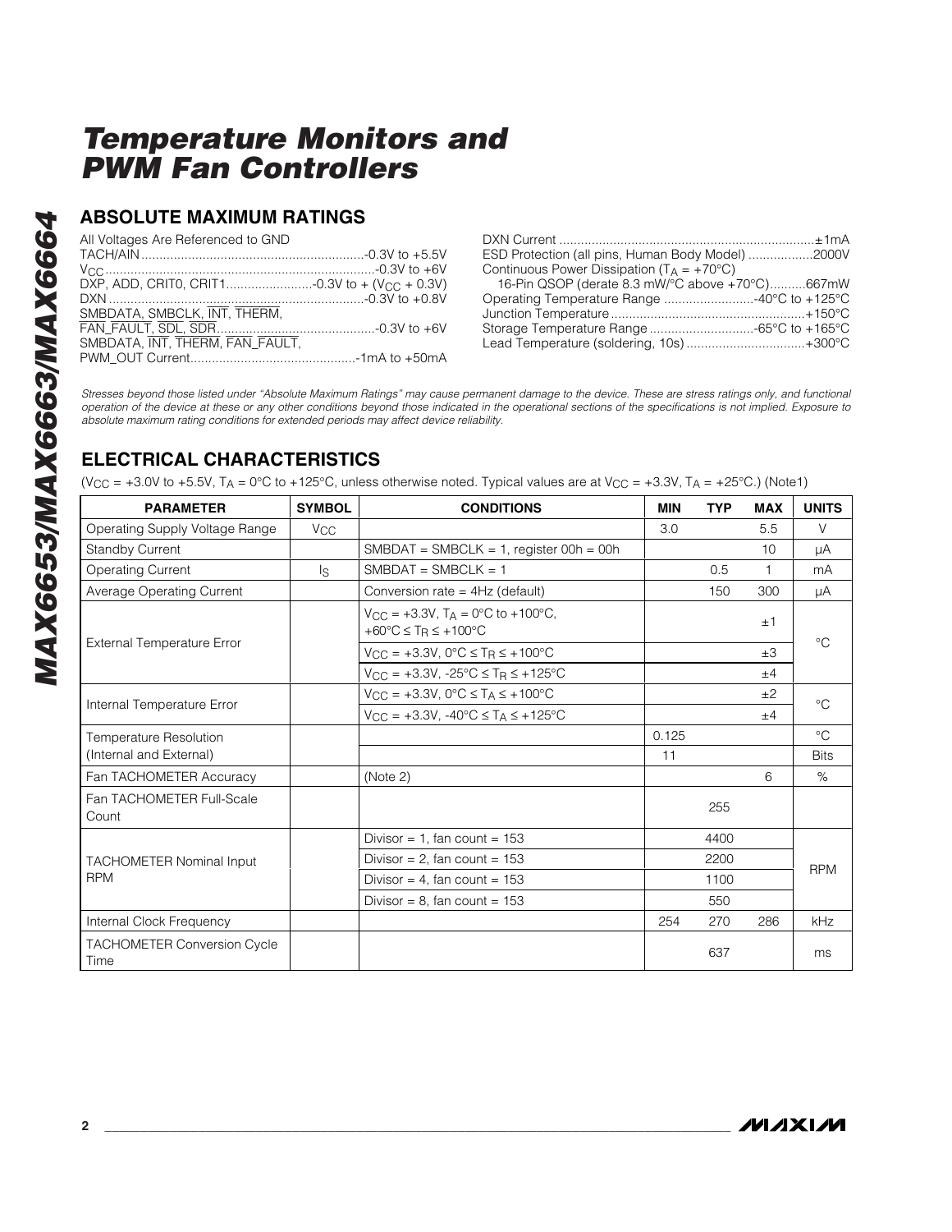# Temperature Monitors and PWM Fan Controllers

## ABSOLUTE MAXIMUM RATINGS

All Voltages Are Referenced to GND

TACH/AIN ............................................................-0.3V to +5.5V

$V_{CC}$ ..........................................................................-0.3V to +6V

DXP, ADD, CRIT0, CRIT1........................-0.3V to + ($V_{CC}$ + 0.3V)

DXN ......................................................................-0.3V to +0.8V

SMBDATA, SMBCLK, $\overline{INT}$, $\overline{THERM}$,

$\overline{FAN\_FAULT}$, SDL, SDR............................................-0.3V to +6V

SMBDATA, $\overline{INT}$, $\overline{THERM}$, $\overline{FAN\_FAULT}$,

PWM_OUT Current.............................................-1mA to +50mA

DXN Current .....................................................................±1mA

ESD Protection (all pins, Human Body Model) ..................2000V

Continuous Power Dissipation ($T_A$ = +70°C)

16-Pin QSOP (derate 8.3 mW/°C above +70°C)..........667mW

Operating Temperature Range .........................-40°C to +125°C

Junction Temperature......................................................+150°C

Storage Temperature Range .............................-65°C to +165°C

Lead Temperature (soldering, 10s) .................................+300°C

*Stresses beyond those listed under "Absolute Maximum Ratings" may cause permanent damage to the device. These are stress ratings only, and functional operation of the device at these or any other conditions beyond those indicated in the operational sections of the specifications is not implied. Exposure to absolute maximum rating conditions for extended periods may affect device reliability.*

## ELECTRICAL CHARACTERISTICS

($V_{CC}$ = +3.0V to +5.5V, $T_A$ = 0°C to +125°C, unless otherwise noted. Typical values are at $V_{CC}$ = +3.3V, $T_A$ = +25°C.) (Note1)

| PARAMETER | SYMBOL | CONDITIONS | MIN | TYP | MAX | UNITS |
|---|---|---|---|---|---|---|
| Operating Supply Voltage Range | $V_{CC}$ | | 3.0 | | 5.5 | V |
| Standby Current | | SMBDAT = SMBCLK = 1, register 00h = 00h | | | 10 | µA |
| Operating Current | $I_S$ | SMBDAT = SMBCLK = 1 | | 0.5 | 1 | mA |
| Average Operating Current | | Conversion rate = 4Hz (default) | | 150 | 300 | µA |
| External Temperature Error | | $V_{CC}$ = +3.3V, $T_A$ = 0°C to +100°C, +60°C ≤ $T_R$ ≤ +100°C | | | ±1 | °C |
| | | $V_{CC}$ = +3.3V, 0°C ≤ $T_R$ ≤ +100°C | | | ±3 | |
| | | $V_{CC}$ = +3.3V, -25°C ≤ $T_R$ ≤ +125°C | | | ±4 | |
| Internal Temperature Error | | $V_{CC}$ = +3.3V, 0°C ≤ $T_A$ ≤ +100°C | | | ±2 | °C |
| | | $V_{CC}$ = +3.3V, -40°C ≤ $T_A$ ≤ +125°C | | | ±4 | |
| Temperature Resolution (Internal and External) | | | 0.125 | | | °C |
| | | | 11 | | | Bits |
| Fan TACHOMETER Accuracy | | (Note 2) | | | 6 | % |
| Fan TACHOMETER Full-Scale Count | | | | 255 | | |
| TACHOMETER Nominal Input RPM | | Divisor = 1, fan count = 153 | | 4400 | | RPM |
| | | Divisor = 2, fan count = 153 | | 2200 | | |
| | | Divisor = 4, fan count = 153 | | 1100 | | |
| | | Divisor = 8, fan count = 153 | | 550 | | |
| Internal Clock Frequency | | | 254 | 270 | 286 | kHz |
| TACHOMETER Conversion Cycle Time | | | | 637 | | ms |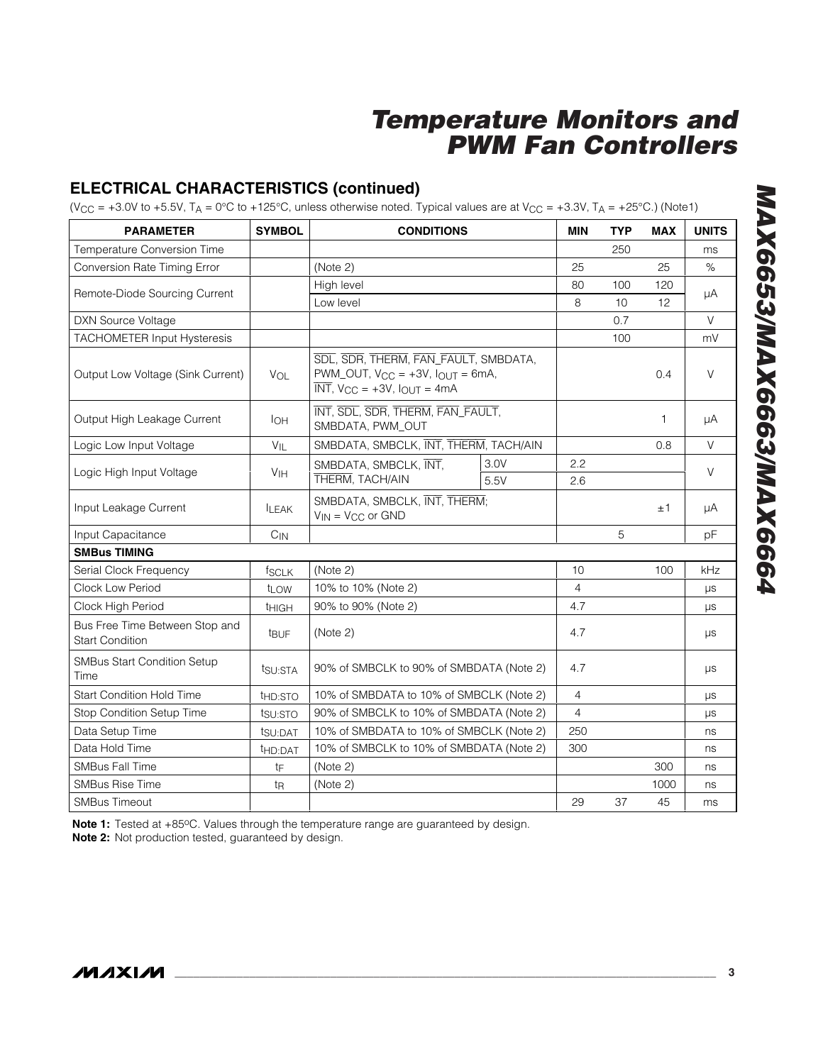## ELECTRICAL CHARACTERISTICS (continued)

($V_{CC}$ = +3.0V to +5.5V, $T_A$ = 0°C to +125°C, unless otherwise noted. Typical values are at $V_{CC}$ = +3.3V, $T_A$ = +25°C.) (Note1)

| PARAMETER | SYMBOL | CONDITIONS | | MIN | TYP | MAX | UNITS |
|---|---|---|---|---|---|---|---|
| Temperature Conversion Time | | | | | 250 | | ms |
| Conversion Rate Timing Error | | (Note 2) | | 25 | | 25 | % |
| Remote-Diode Sourcing Current | | High level | | 80 | 100 | 120 | µA |
| | | Low level | | 8 | 10 | 12 | |
| DXN Source Voltage | | | | | 0.7 | | V |
| TACHOMETER Input Hysteresis | | | | | 100 | | mV |
| Output Low Voltage (Sink Current) | $V_{OL}$ | $\overline{SDL}$, $\overline{SDR}$, $\overline{THERM}$, $\overline{FAN\_FAULT}$, SMBDATA, PWM_OUT, $V_{CC}$ = +3V, $I_{OUT}$ = 6mA, $\overline{INT}$, $V_{CC}$ = +3V, $I_{OUT}$ = 4mA | | | | 0.4 | V |
| Output High Leakage Current | $I_{OH}$ | $\overline{INT}$, $\overline{SDL}$, $\overline{SDR}$, $\overline{THERM}$, $\overline{FAN\_FAULT}$, SMBDATA, PWM_OUT | | | | 1 | µA |
| Logic Low Input Voltage | $V_{IL}$ | SMBDATA, SMBCLK, $\overline{INT}$, $\overline{THERM}$, TACH/AIN | | | | 0.8 | V |
| Logic High Input Voltage | $V_{IH}$ | SMBDATA, SMBCLK, $\overline{INT}$, $\overline{THERM}$, TACH/AIN | 3.0V | 2.2 | | | V |
| | | | 5.5V | 2.6 | | | |
| Input Leakage Current | $I_{LEAK}$ | SMBDATA, SMBCLK, $\overline{INT}$, $\overline{THERM}$; $V_{IN}$ = $V_{CC}$ or GND | | | | ±1 | µA |
| Input Capacitance | $C_{IN}$ | | | | 5 | | pF |
| **SMBus TIMING** | | | | | | | |
| Serial Clock Frequency | $f_{SCLK}$ | (Note 2) | | 10 | | 100 | kHz |
| Clock Low Period | $t_{LOW}$ | 10% to 10% (Note 2) | | 4 | | | µs |
| Clock High Period | $t_{HIGH}$ | 90% to 90% (Note 2) | | 4.7 | | | µs |
| Bus Free Time Between Stop and Start Condition | $t_{BUF}$ | (Note 2) | | 4.7 | | | µs |
| SMBus Start Condition Setup Time | $t_{SU:STA}$ | 90% of SMBCLK to 90% of SMBDATA (Note 2) | | 4.7 | | | µs |
| Start Condition Hold Time | $t_{HD:STO}$ | 10% of SMBDATA to 10% of SMBCLK (Note 2) | | 4 | | | µs |
| Stop Condition Setup Time | $t_{SU:STO}$ | 90% of SMBCLK to 10% of SMBDATA (Note 2) | | 4 | | | µs |
| Data Setup Time | $t_{SU:DAT}$ | 10% of SMBDATA to 10% of SMBCLK (Note 2) | | 250 | | | ns |
| Data Hold Time | $t_{HD:DAT}$ | 10% of SMBCLK to 10% of SMBDATA (Note 2) | | 300 | | | ns |
| SMBus Fall Time | $t_F$ | (Note 2) | | | | 300 | ns |
| SMBus Rise Time | $t_R$ | (Note 2) | | | | 1000 | ns |
| SMBus Timeout | | | | 29 | 37 | 45 | ms |

**Note 1:** Tested at +85°C. Values through the temperature range are guaranteed by design.
**Note 2:** Not production tested, guaranteed by design.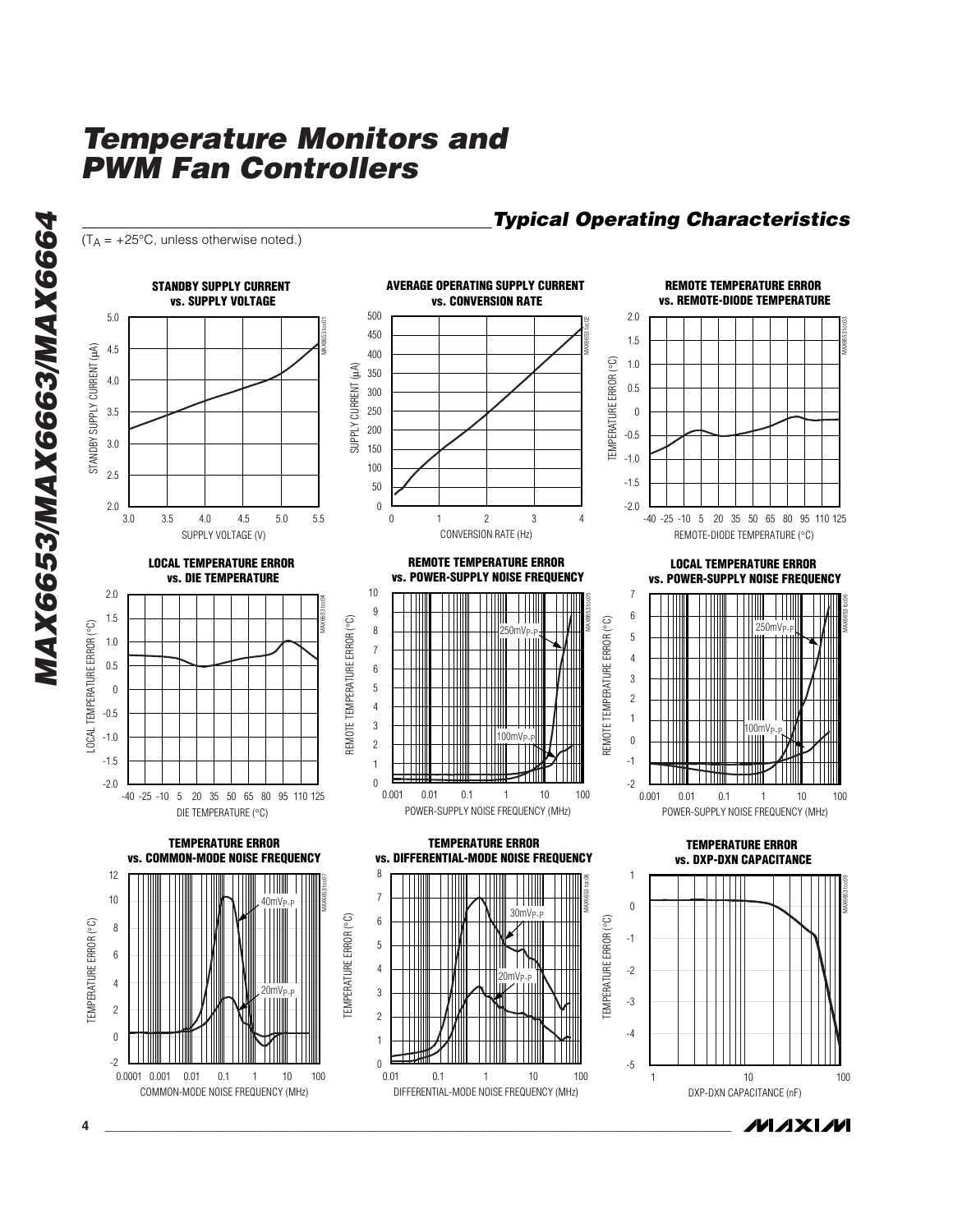## Typical Operating Characteristics

($T_A$ = +25°C, unless otherwise noted.)

**STANDBY SUPPLY CURRENT vs. SUPPLY VOLTAGE**

**AVERAGE OPERATING SUPPLY CURRENT vs. CONVERSION RATE**

**REMOTE TEMPERATURE ERROR vs. REMOTE-DIODE TEMPERATURE**

**LOCAL TEMPERATURE ERROR vs. DIE TEMPERATURE**

**REMOTE TEMPERATURE ERROR vs. POWER-SUPPLY NOISE FREQUENCY**

**LOCAL TEMPERATURE ERROR vs. POWER-SUPPLY NOISE FREQUENCY**

**TEMPERATURE ERROR vs. COMMON-MODE NOISE FREQUENCY**

**TEMPERATURE ERROR vs. DIFFERENTIAL-MODE NOISE FREQUENCY**

**TEMPERATURE ERROR vs. DXP-DXN CAPACITANCE**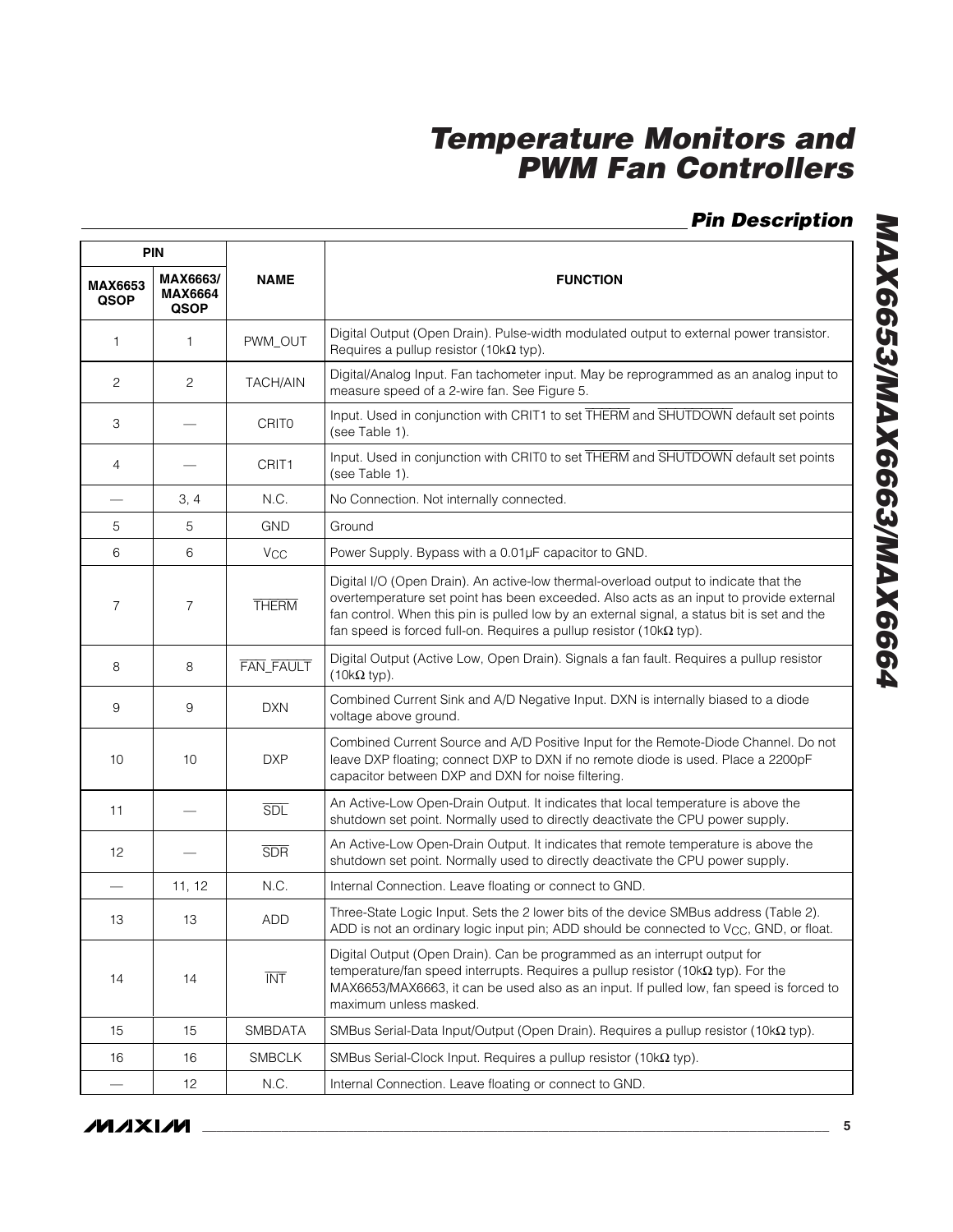## Pin Description

| PIN | | NAME | FUNCTION |
|---|---|---|---|
| MAX6653 QSOP | MAX6663/ MAX6664 QSOP | | |
| 1 | 1 | PWM_OUT | Digital Output (Open Drain). Pulse-width modulated output to external power transistor. Requires a pullup resistor (10kΩ typ). |
| 2 | 2 | TACH/AIN | Digital/Analog Input. Fan tachometer input. May be reprogrammed as an analog input to measure speed of a 2-wire fan. See Figure 5. |
| 3 | — | CRIT0 | Input. Used in conjunction with CRIT1 to set $\overline{\text{THERM}}$ and $\overline{\text{SHUTDOWN}}$ default set points (see Table 1). |
| 4 | — | CRIT1 | Input. Used in conjunction with CRIT0 to set $\overline{\text{THERM}}$ and $\overline{\text{SHUTDOWN}}$ default set points (see Table 1). |
| — | 3, 4 | N.C. | No Connection. Not internally connected. |
| 5 | 5 | GND | Ground |
| 6 | 6 | $V_{CC}$ | Power Supply. Bypass with a 0.01µF capacitor to GND. |
| 7 | 7 | $\overline{\text{THERM}}$ | Digital I/O (Open Drain). An active-low thermal-overload output to indicate that the overtemperature set point has been exceeded. Also acts as an input to provide external fan control. When this pin is pulled low by an external signal, a status bit is set and the fan speed is forced full-on. Requires a pullup resistor (10kΩ typ). |
| 8 | 8 | $\overline{\text{FAN\_FAULT}}$ | Digital Output (Active Low, Open Drain). Signals a fan fault. Requires a pullup resistor (10kΩ typ). |
| 9 | 9 | DXN | Combined Current Sink and A/D Negative Input. DXN is internally biased to a diode voltage above ground. |
| 10 | 10 | DXP | Combined Current Source and A/D Positive Input for the Remote-Diode Channel. Do not leave DXP floating; connect DXP to DXN if no remote diode is used. Place a 2200pF capacitor between DXP and DXN for noise filtering. |
| 11 | — | $\overline{\text{SDL}}$ | An Active-Low Open-Drain Output. It indicates that local temperature is above the shutdown set point. Normally used to directly deactivate the CPU power supply. |
| 12 | — | $\overline{\text{SDR}}$ | An Active-Low Open-Drain Output. It indicates that remote temperature is above the shutdown set point. Normally used to directly deactivate the CPU power supply. |
| — | 11, 12 | N.C. | Internal Connection. Leave floating or connect to GND. |
| 13 | 13 | ADD | Three-State Logic Input. Sets the 2 lower bits of the device SMBus address (Table 2). ADD is not an ordinary logic input pin; ADD should be connected to $V_{CC}$, GND, or float. |
| 14 | 14 | $\overline{\text{INT}}$ | Digital Output (Open Drain). Can be programmed as an interrupt output for temperature/fan speed interrupts. Requires a pullup resistor (10kΩ typ). For the MAX6653/MAX6663, it can be used also as an input. If pulled low, fan speed is forced to maximum unless masked. |
| 15 | 15 | SMBDATA | SMBus Serial-Data Input/Output (Open Drain). Requires a pullup resistor (10kΩ typ). |
| 16 | 16 | SMBCLK | SMBus Serial-Clock Input. Requires a pullup resistor (10kΩ typ). |
| — | 12 | N.C. | Internal Connection. Leave floating or connect to GND. |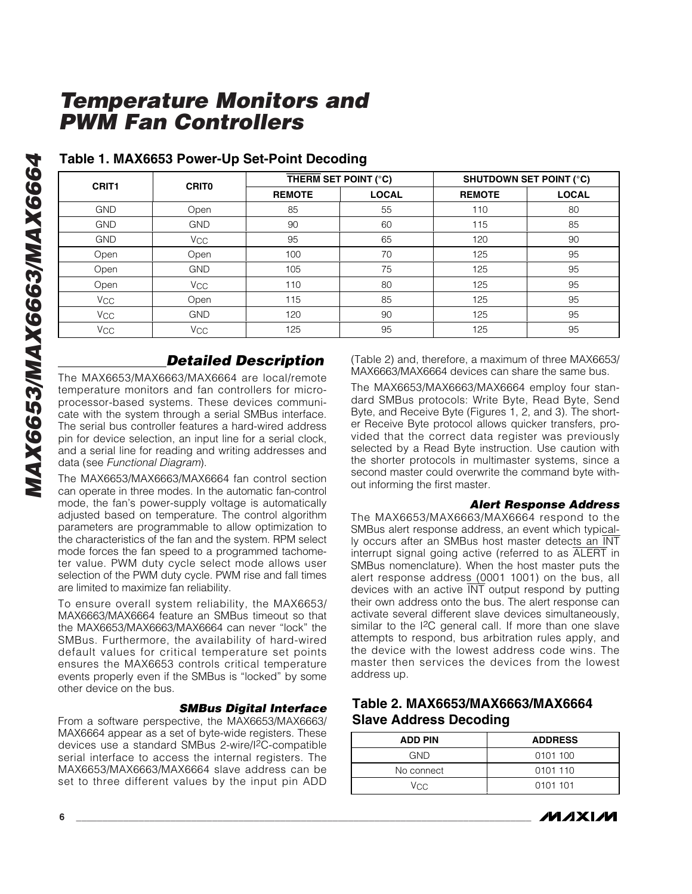## Table 1. MAX6653 Power-Up Set-Point Decoding

| CRIT1 | CRIT0 | $\overline{\text{THERM}}$ SET POINT (°C) | | SHUTDOWN SET POINT (°C) | |
|---|---|---|---|---|---|
| | | REMOTE | LOCAL | REMOTE | LOCAL |
| GND | Open | 85 | 55 | 110 | 80 |
| GND | GND | 90 | 60 | 115 | 85 |
| GND | $V_{CC}$ | 95 | 65 | 120 | 90 |
| Open | Open | 100 | 70 | 125 | 95 |
| Open | GND | 105 | 75 | 125 | 95 |
| Open | $V_{CC}$ | 110 | 80 | 125 | 95 |
| $V_{CC}$ | Open | 115 | 85 | 125 | 95 |
| $V_{CC}$ | GND | 120 | 90 | 125 | 95 |
| $V_{CC}$ | $V_{CC}$ | 125 | 95 | 125 | 95 |

## Detailed Description

The MAX6653/MAX6663/MAX6664 are local/remote temperature monitors and fan controllers for microprocessor-based systems. These devices communicate with the system through a serial SMBus interface. The serial bus controller features a hard-wired address pin for device selection, an input line for a serial clock, and a serial line for reading and writing addresses and data (see *Functional Diagram*).

The MAX6653/MAX6663/MAX6664 fan control section can operate in three modes. In the automatic fan-control mode, the fan's power-supply voltage is automatically adjusted based on temperature. The control algorithm parameters are programmable to allow optimization to the characteristics of the fan and the system. RPM select mode forces the fan speed to a programmed tachometer value. PWM duty cycle select mode allows user selection of the PWM duty cycle. PWM rise and fall times are limited to maximize fan reliability.

To ensure overall system reliability, the MAX6653/MAX6663/MAX6664 feature an SMBus timeout so that the MAX6653/MAX6663/MAX6664 can never "lock" the SMBus. Furthermore, the availability of hard-wired default values for critical temperature set points ensures the MAX6653 controls critical temperature events properly even if the SMBus is "locked" by some other device on the bus.

### SMBus Digital Interface

From a software perspective, the MAX6653/MAX6663/MAX6664 appear as a set of byte-wide registers. These devices use a standard SMBus 2-wire/I²C-compatible serial interface to access the internal registers. The MAX6653/MAX6663/MAX6664 slave address can be set to three different values by the input pin ADD (Table 2) and, therefore, a maximum of three MAX6653/MAX6663/MAX6664 devices can share the same bus.

The MAX6653/MAX6663/MAX6664 employ four standard SMBus protocols: Write Byte, Read Byte, Send Byte, and Receive Byte (Figures 1, 2, and 3). The shorter Receive Byte protocol allows quicker transfers, provided that the correct data register was previously selected by a Read Byte instruction. Use caution with the shorter protocols in multimaster systems, since a second master could overwrite the command byte without informing the first master.

### Alert Response Address

The MAX6653/MAX6663/MAX6664 respond to the SMBus alert response address, an event which typically occurs after an SMBus host master detects an $\overline{\text{INT}}$ interrupt signal going active (referred to as $\overline{\text{ALERT}}$ in SMBus nomenclature). When the host master puts the alert response address (0001 1001) on the bus, all devices with an active $\overline{\text{INT}}$ output respond by putting their own address onto the bus. The alert response can activate several different slave devices simultaneously, similar to the I²C general call. If more than one slave attempts to respond, bus arbitration rules apply, and the device with the lowest address code wins. The master then services the devices from the lowest address up.

## Table 2. MAX6653/MAX6663/MAX6664 Slave Address Decoding

| ADD PIN | ADDRESS |
|---|---|
| GND | 0101 100 |
| No connect | 0101 110 |
| $V_{CC}$ | 0101 101 |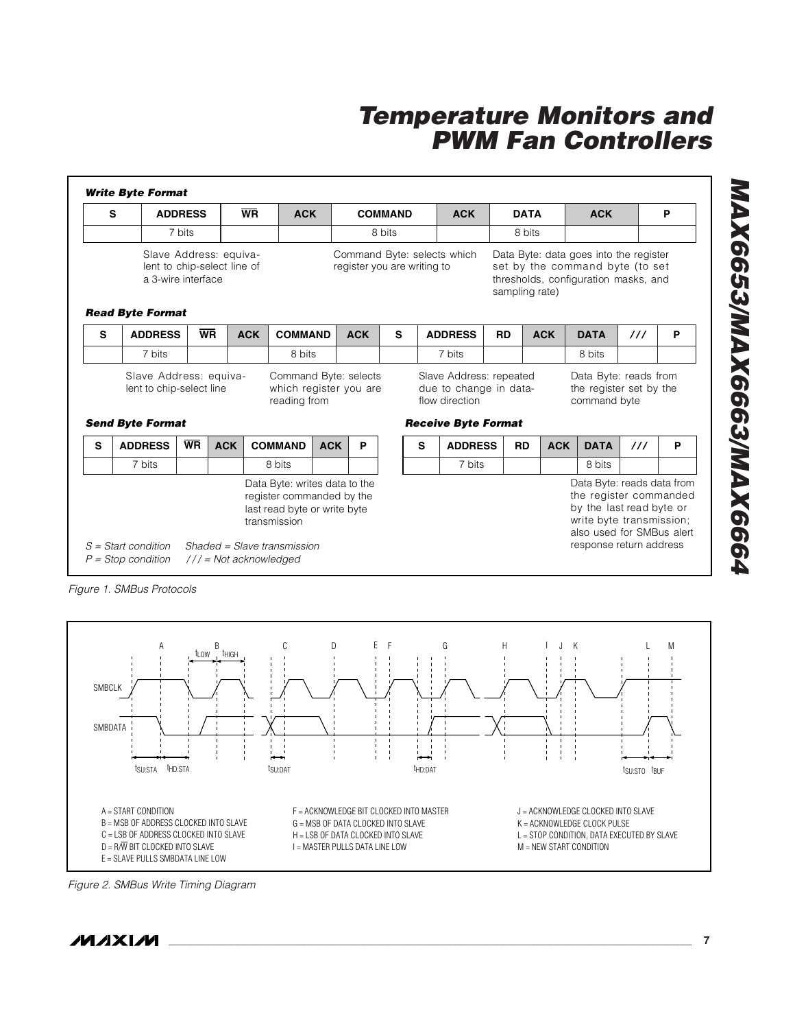### Write Byte Format

| S | ADDRESS | $\overline{WR}$ | ACK | COMMAND | ACK | DATA | ACK | P |
|---|---|---|---|---|---|---|---|---|
| | 7 bits | | | 8 bits | | 8 bits | | |
| | Slave Address: equivalent to chip-select line of a 3-wire interface | | | Command Byte: selects which register you are writing to | | Data Byte: data goes into the register set by the command byte (to set thresholds, configuration masks, and sampling rate) | | |

### Read Byte Format

| S | ADDRESS | $\overline{WR}$ | ACK | COMMAND | ACK | S | ADDRESS | RD | ACK | DATA | /// | P |
|---|---|---|---|---|---|---|---|---|---|---|---|---|
| | 7 bits | | | 8 bits | | | 7 bits | | | 8 bits | | |
| | Slave Address: equivalent to chip-select line | | | Command Byte: selects which register you are reading from | | | Slave Address: repeated due to change in dataflow direction | | | Data Byte: reads from the register set by the command byte | | |

### Send Byte Format

| S | ADDRESS | $\overline{WR}$ | ACK | COMMAND | ACK | P |
|---|---|---|---|---|---|---|
| | 7 bits | | | 8 bits | | |
| | | | | Data Byte: writes data to the register commanded by the last read byte or write byte transmission | | |

### Receive Byte Format

| S | ADDRESS | RD | ACK | DATA | /// | P |
|---|---|---|---|---|---|---|
| | 7 bits | | | 8 bits | | |
| | | | | Data Byte: reads data from the register commanded by the last read byte or write byte transmission; also used for SMBus alert response return address | | |

*S = Start condition* *Shaded = Slave transmission*
*P = Stop condition* */// = Not acknowledged*

*Figure 1. SMBus Protocols*

A = START CONDITION
B = MSB OF ADDRESS CLOCKED INTO SLAVE
C = LSB OF ADDRESS CLOCKED INTO SLAVE
D = R/$\overline{W}$ BIT CLOCKED INTO SLAVE
E = SLAVE PULLS SMBDATA LINE LOW
F = ACKNOWLEDGE BIT CLOCKED INTO MASTER
G = MSB OF DATA CLOCKED INTO SLAVE
H = LSB OF DATA CLOCKED INTO SLAVE
I = MASTER PULLS DATA LINE LOW
J = ACKNOWLEDGE CLOCKED INTO SLAVE
K = ACKNOWLEDGE CLOCK PULSE
L = STOP CONDITION, DATA EXECUTED BY SLAVE
M = NEW START CONDITION

*Figure 2. SMBus Write Timing Diagram*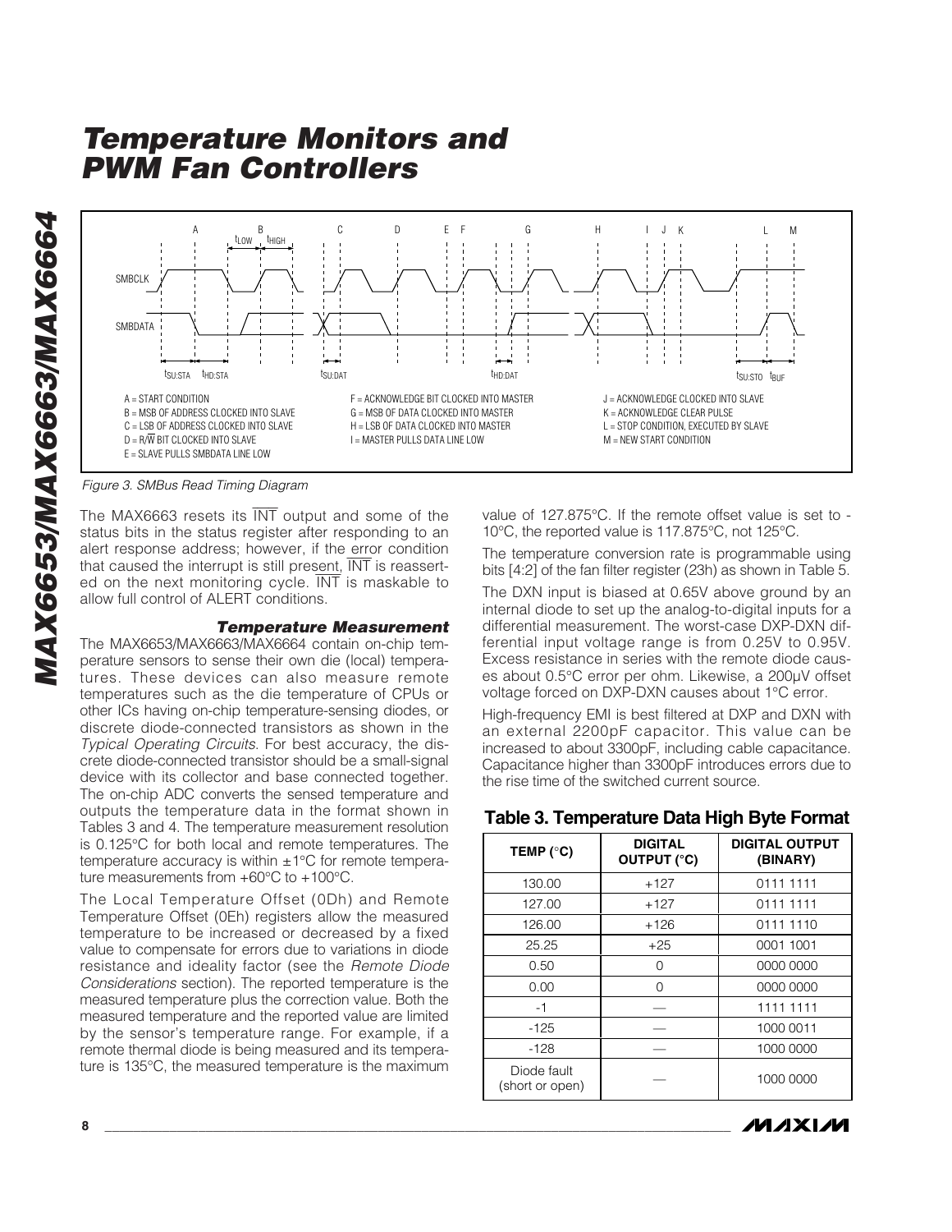## Temperature Monitors and PWM Fan Controllers

A = START CONDITION
B = MSB OF ADDRESS CLOCKED INTO SLAVE
C = LSB OF ADDRESS CLOCKED INTO SLAVE
D = R/W BIT CLOCKED INTO SLAVE
E = SLAVE PULLS SMBDATA LINE LOW
F = ACKNOWLEDGE BIT CLOCKED INTO MASTER
G = MSB OF DATA CLOCKED INTO MASTER
H = LSB OF DATA CLOCKED INTO MASTER
I = MASTER PULLS DATA LINE LOW
J = ACKNOWLEDGE CLOCKED INTO SLAVE
K = ACKNOWLEDGE CLEAR PULSE
L = STOP CONDITION, EXECUTED BY SLAVE
M = NEW START CONDITION

*Figure 3. SMBus Read Timing Diagram*

The MAX6663 resets its INT output and some of the status bits in the status register after responding to an alert response address; however, if the error condition that caused the interrupt is still present, INT is reasserted on the next monitoring cycle. INT is maskable to allow full control of ALERT conditions.

### Temperature Measurement

The MAX6653/MAX6663/MAX6664 contain on-chip temperature sensors to sense their own die (local) temperatures. These devices can also measure remote temperatures such as the die temperature of CPUs or other ICs having on-chip temperature-sensing diodes, or discrete diode-connected transistors as shown in the *Typical Operating Circuits*. For best accuracy, the discrete diode-connected transistor should be a small-signal device with its collector and base connected together. The on-chip ADC converts the sensed temperature and outputs the temperature data in the format shown in Tables 3 and 4. The temperature measurement resolution is 0.125°C for both local and remote temperatures. The temperature accuracy is within ±1°C for remote temperature measurements from +60°C to +100°C.

The Local Temperature Offset (0Dh) and Remote Temperature Offset (0Eh) registers allow the measured temperature to be increased or decreased by a fixed value to compensate for errors due to variations in diode resistance and ideality factor (see the *Remote Diode Considerations* section). The reported temperature is the measured temperature plus the correction value. Both the measured temperature and the reported value are limited by the sensor's temperature range. For example, if a remote thermal diode is being measured and its temperature is 135°C, the measured temperature is the maximum value of 127.875°C. If the remote offset value is set to -10°C, the reported value is 117.875°C, not 125°C.

The temperature conversion rate is programmable using bits [4:2] of the fan filter register (23h) as shown in Table 5.

The DXN input is biased at 0.65V above ground by an internal diode to set up the analog-to-digital inputs for a differential measurement. The worst-case DXP-DXN differential input voltage range is from 0.25V to 0.95V. Excess resistance in series with the remote diode causes about 0.5°C error per ohm. Likewise, a 200µV offset voltage forced on DXP-DXN causes about 1°C error.

High-frequency EMI is best filtered at DXP and DXN with an external 2200pF capacitor. This value can be increased to about 3300pF, including cable capacitance. Capacitance higher than 3300pF introduces errors due to the rise time of the switched current source.

### Table 3. Temperature Data High Byte Format

| TEMP (°C) | DIGITAL OUTPUT (°C) | DIGITAL OUTPUT (BINARY) |
|---|---|---|
| 130.00 | +127 | 0111 1111 |
| 127.00 | +127 | 0111 1111 |
| 126.00 | +126 | 0111 1110 |
| 25.25 | +25 | 0001 1001 |
| 0.50 | 0 | 0000 0000 |
| 0.00 | 0 | 0000 0000 |
| -1 | — | 1111 1111 |
| -125 | — | 1000 0011 |
| -128 | — | 1000 0000 |
| Diode fault (short or open) | — | 1000 0000 |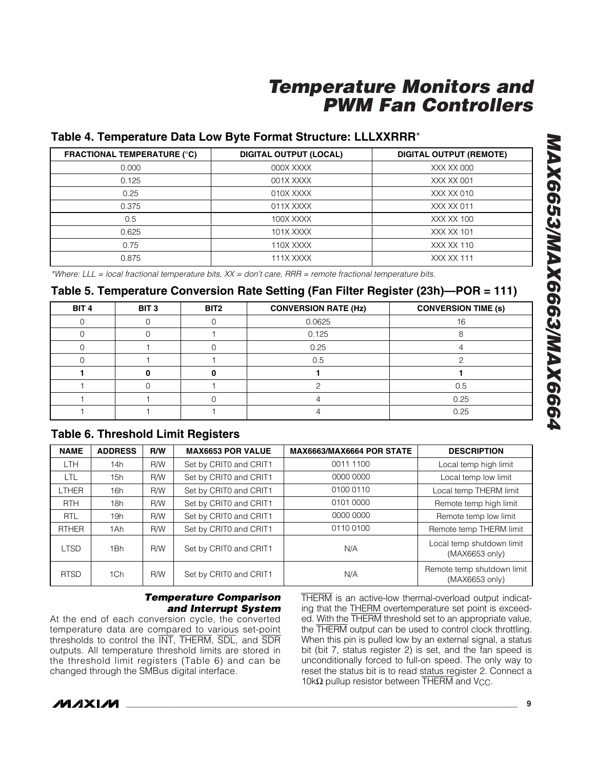### Table 4. Temperature Data Low Byte Format Structure: LLLXXRRR*

| FRACTIONAL TEMPERATURE (°C) | DIGITAL OUTPUT (LOCAL) | DIGITAL OUTPUT (REMOTE) |
|---|---|---|
| 0.000 | 000X XXXX | XXX XX 000 |
| 0.125 | 001X XXXX | XXX XX 001 |
| 0.25 | 010X XXXX | XXX XX 010 |
| 0.375 | 011X XXXX | XXX XX 011 |
| 0.5 | 100X XXXX | XXX XX 100 |
| 0.625 | 101X XXXX | XXX XX 101 |
| 0.75 | 110X XXXX | XXX XX 110 |
| 0.875 | 111X XXXX | XXX XX 111 |

*\*Where: LLL = local fractional temperature bits, XX = don't care, RRR = remote fractional temperature bits.*

### Table 5. Temperature Conversion Rate Setting (Fan Filter Register (23h)—POR = 111)

| BIT 4 | BIT 3 | BIT2 | CONVERSION RATE (Hz) | CONVERSION TIME (s) |
|---|---|---|---|---|
| 0 | 0 | 0 | 0.0625 | 16 |
| 0 | 0 | 1 | 0.125 | 8 |
| 0 | 1 | 0 | 0.25 | 4 |
| 0 | 1 | 1 | 0.5 | 2 |
| **1** | **0** | **0** | **1** | **1** |
| 1 | 0 | 1 | 2 | 0.5 |
| 1 | 1 | 0 | 4 | 0.25 |
| 1 | 1 | 1 | 4 | 0.25 |

### Table 6. Threshold Limit Registers

| NAME | ADDRESS | R/W | MAX6653 POR VALUE | MAX6663/MAX6664 POR STATE | DESCRIPTION |
|---|---|---|---|---|---|
| LTH | 14h | R/W | Set by CRIT0 and CRIT1 | 0011 1100 | Local temp high limit |
| LTL | 15h | R/W | Set by CRIT0 and CRIT1 | 0000 0000 | Local temp low limit |
| LTHER | 16h | R/W | Set by CRIT0 and CRIT1 | 0100 0110 | Local temp THERM limit |
| RTH | 18h | R/W | Set by CRIT0 and CRIT1 | 0101 0000 | Remote temp high limit |
| RTL | 19h | R/W | Set by CRIT0 and CRIT1 | 0000 0000 | Remote temp low limit |
| RTHER | 1Ah | R/W | Set by CRIT0 and CRIT1 | 0110 0100 | Remote temp THERM limit |
| LTSD | 1Bh | R/W | Set by CRIT0 and CRIT1 | N/A | Local temp shutdown limit (MAX6653 only) |
| RTSD | 1Ch | R/W | Set by CRIT0 and CRIT1 | N/A | Remote temp shutdown limit (MAX6653 only) |

### Temperature Comparison and Interrupt System

At the end of each conversion cycle, the converted temperature data are compared to various set-point thresholds to control the $\overline{INT}$, $\overline{THERM}$, $\overline{SDL}$, and $\overline{SDR}$ outputs. All temperature threshold limits are stored in the threshold limit registers (Table 6) and can be changed through the SMBus digital interface.

$\overline{THERM}$ is an active-low thermal-overload output indicating that the THERM overtemperature set point is exceeded. With the $\overline{THERM}$ threshold set to an appropriate value, the $\overline{THERM}$ output can be used to control clock throttling. When this pin is pulled low by an external signal, a status bit (bit 7, status register 2) is set, and the fan speed is unconditionally forced to full-on speed. The only way to reset the status bit is to read status register 2. Connect a 10kΩ pullup resistor between $\overline{THERM}$ and $V_{CC}$.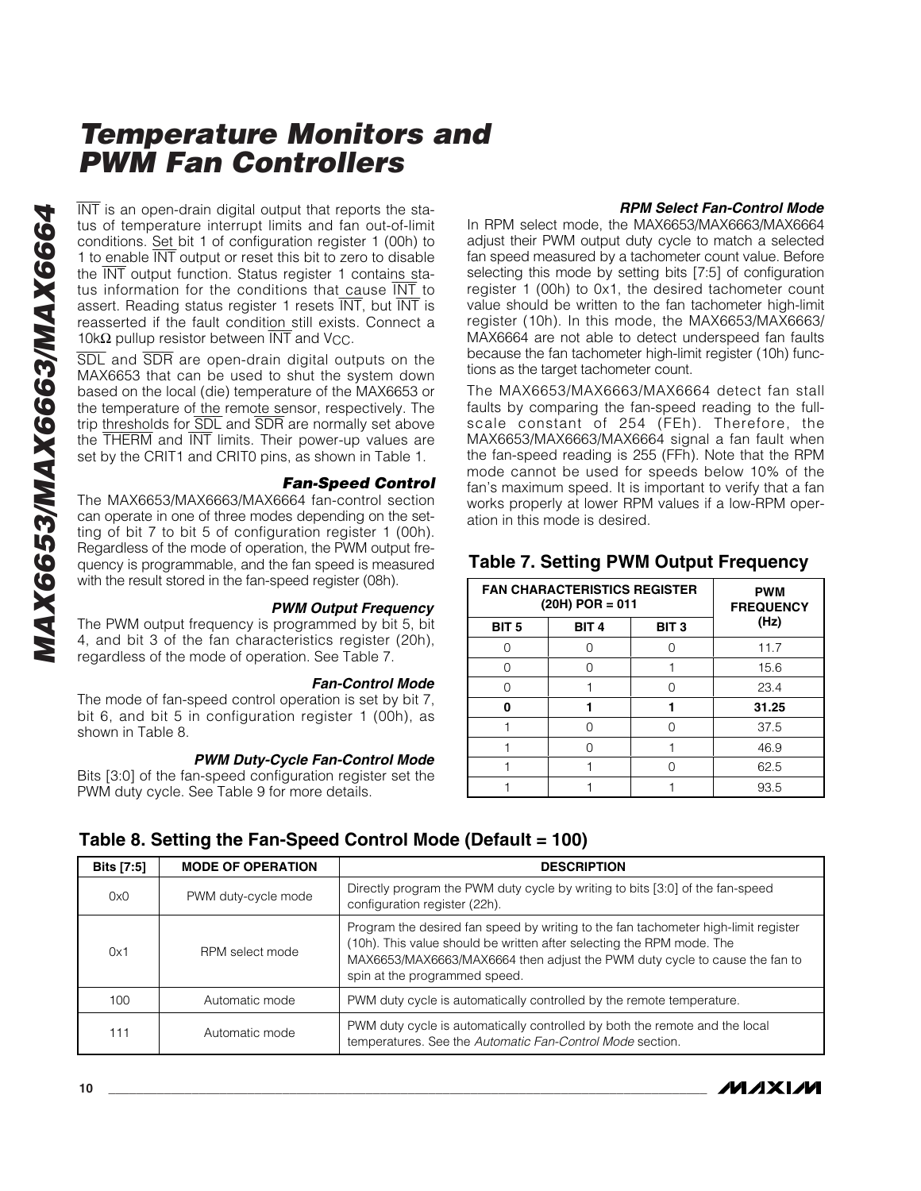# Temperature Monitors and PWM Fan Controllers

$\overline{INT}$ is an open-drain digital output that reports the status of temperature interrupt limits and fan out-of-limit conditions. Set bit 1 of configuration register 1 (00h) to 1 to enable $\overline{INT}$ output or reset this bit to zero to disable the $\overline{INT}$ output function. Status register 1 contains status information for the conditions that cause $\overline{INT}$ to assert. Reading status register 1 resets $\overline{INT}$, but $\overline{INT}$ is reasserted if the fault condition still exists. Connect a 10kΩ pullup resistor between $\overline{INT}$ and $V_{CC}$.

$\overline{SDL}$ and $\overline{SDR}$ are open-drain digital outputs on the MAX6653 that can be used to shut the system down based on the local (die) temperature of the MAX6653 or the temperature of the remote sensor, respectively. The trip thresholds for $\overline{SDL}$ and $\overline{SDR}$ are normally set above the $\overline{THERM}$ and $\overline{INT}$ limits. Their power-up values are set by the CRIT1 and CRIT0 pins, as shown in Table 1.

### *Fan-Speed Control*

The MAX6653/MAX6663/MAX6664 fan-control section can operate in one of three modes depending on the setting of bit 7 to bit 5 of configuration register 1 (00h). Regardless of the mode of operation, the PWM output frequency is programmable, and the fan speed is measured with the result stored in the fan-speed register (08h).

#### *PWM Output Frequency*

The PWM output frequency is programmed by bit 5, bit 4, and bit 3 of the fan characteristics register (20h), regardless of the mode of operation. See Table 7.

#### *Fan-Control Mode*

The mode of fan-speed control operation is set by bit 7, bit 6, and bit 5 in configuration register 1 (00h), as shown in Table 8.

#### *PWM Duty-Cycle Fan-Control Mode*

Bits [3:0] of the fan-speed configuration register set the PWM duty cycle. See Table 9 for more details.

#### *RPM Select Fan-Control Mode*

In RPM select mode, the MAX6653/MAX6663/MAX6664 adjust their PWM output duty cycle to match a selected fan speed measured by a tachometer count value. Before selecting this mode by setting bits [7:5] of configuration register 1 (00h) to 0x1, the desired tachometer count value should be written to the fan tachometer high-limit register (10h). In this mode, the MAX6653/MAX6663/MAX6664 are not able to detect underspeed fan faults because the fan tachometer high-limit register (10h) functions as the target tachometer count.

The MAX6653/MAX6663/MAX6664 detect fan stall faults by comparing the fan-speed reading to the full-scale constant of 254 (FEh). Therefore, the MAX6653/MAX6663/MAX6664 signal a fan fault when the fan-speed reading is 255 (FFh). Note that the RPM mode cannot be used for speeds below 10% of the fan's maximum speed. It is important to verify that a fan works properly at lower RPM values if a low-RPM operation in this mode is desired.

### Table 7. Setting PWM Output Frequency

| FAN CHARACTERISTICS REGISTER (20H) POR = 011 | | | PWM FREQUENCY (Hz) |
|---|---|---|---|
| BIT 5 | BIT 4 | BIT 3 | |
| 0 | 0 | 0 | 11.7 |
| 0 | 0 | 1 | 15.6 |
| 0 | 1 | 0 | 23.4 |
| **0** | **1** | **1** | **31.25** |
| 1 | 0 | 0 | 37.5 |
| 1 | 0 | 1 | 46.9 |
| 1 | 1 | 0 | 62.5 |
| 1 | 1 | 1 | 93.5 |

### Table 8. Setting the Fan-Speed Control Mode (Default = 100)

| Bits [7:5] | MODE OF OPERATION | DESCRIPTION |
|---|---|---|
| 0x0 | PWM duty-cycle mode | Directly program the PWM duty cycle by writing to bits [3:0] of the fan-speed configuration register (22h). |
| 0x1 | RPM select mode | Program the desired fan speed by writing to the fan tachometer high-limit register (10h). This value should be written after selecting the RPM mode. The MAX6653/MAX6663/MAX6664 then adjust the PWM duty cycle to cause the fan to spin at the programmed speed. |
| 100 | Automatic mode | PWM duty cycle is automatically controlled by the remote temperature. |
| 111 | Automatic mode | PWM duty cycle is automatically controlled by both the remote and the local temperatures. See the *Automatic Fan-Control Mode* section. |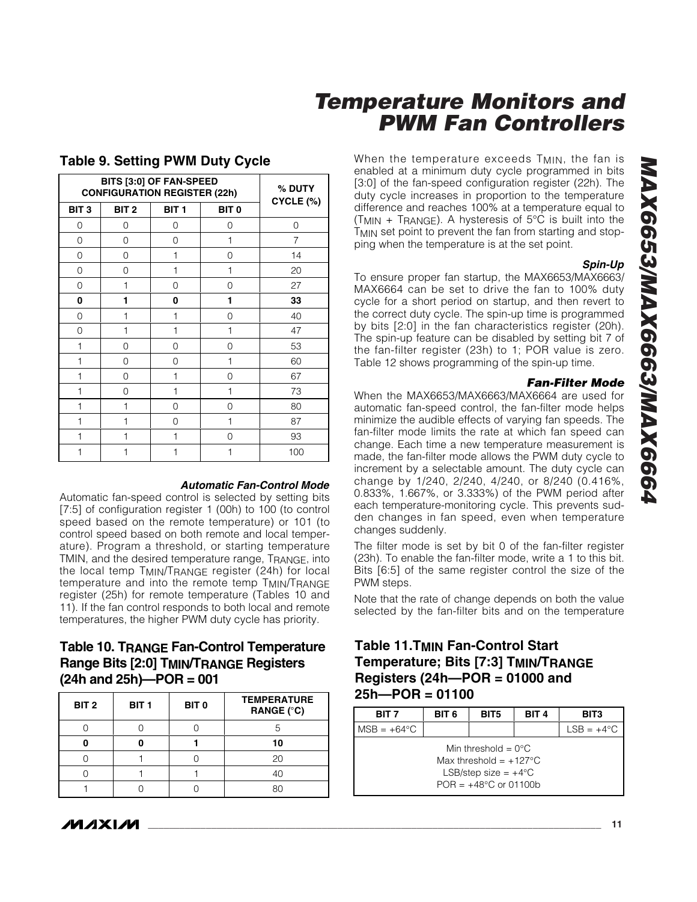### Table 9. Setting PWM Duty Cycle

| BITS [3:0] OF FAN-SPEED CONFIGURATION REGISTER (22h) | | | | % DUTY CYCLE (%) |
|---|---|---|---|---|
| BIT 3 | BIT 2 | BIT 1 | BIT 0 | |
| 0 | 0 | 0 | 0 | 0 |
| 0 | 0 | 0 | 1 | 7 |
| 0 | 0 | 1 | 0 | 14 |
| 0 | 0 | 1 | 1 | 20 |
| 0 | 1 | 0 | 0 | 27 |
| **0** | **1** | **0** | **1** | **33** |
| 0 | 1 | 1 | 0 | 40 |
| 0 | 1 | 1 | 1 | 47 |
| 1 | 0 | 0 | 0 | 53 |
| 1 | 0 | 0 | 1 | 60 |
| 1 | 0 | 1 | 0 | 67 |
| 1 | 0 | 1 | 1 | 73 |
| 1 | 1 | 0 | 0 | 80 |
| 1 | 1 | 0 | 1 | 87 |
| 1 | 1 | 1 | 0 | 93 |
| 1 | 1 | 1 | 1 | 100 |

#### *Automatic Fan-Control Mode*

Automatic fan-speed control is selected by setting bits [7:5] of configuration register 1 (00h) to 100 (to control speed based on the remote temperature) or 101 (to control speed based on both remote and local temperature). Program a threshold, or starting temperature TMIN, and the desired temperature range, $T_{RANGE}$, into the local temp $T_{MIN}/T_{RANGE}$ register (24h) for local temperature and into the remote temp $T_{MIN}/T_{RANGE}$ register (25h) for remote temperature (Tables 10 and 11). If the fan control responds to both local and remote temperatures, the higher PWM duty cycle has priority.

### Table 10. $T_{RANGE}$ Fan-Control Temperature Range Bits [2:0] $T_{MIN}/T_{RANGE}$ Registers (24h and 25h)—POR = 001

| BIT 2 | BIT 1 | BIT 0 | TEMPERATURE RANGE (°C) |
|---|---|---|---|
| 0 | 0 | 0 | 5 |
| **0** | **0** | **1** | **10** |
| 0 | 1 | 0 | 20 |
| 0 | 1 | 1 | 40 |
| 1 | 0 | 0 | 80 |

When the temperature exceeds $T_{MIN}$, the fan is enabled at a minimum duty cycle programmed in bits [3:0] of the fan-speed configuration register (22h). The duty cycle increases in proportion to the temperature difference and reaches 100% at a temperature equal to ($T_{MIN}$ + $T_{RANGE}$). A hysteresis of 5°C is built into the $T_{MIN}$ set point to prevent the fan from starting and stopping when the temperature is at the set point.

#### *Spin-Up*

To ensure proper fan startup, the MAX6653/MAX6663/MAX6664 can be set to drive the fan to 100% duty cycle for a short period on startup, and then revert to the correct duty cycle. The spin-up time is programmed by bits [2:0] in the fan characteristics register (20h). The spin-up feature can be disabled by setting bit 7 of the fan-filter register (23h) to 1; POR value is zero. Table 12 shows programming of the spin-up time.

#### *Fan-Filter Mode*

When the MAX6653/MAX6663/MAX6664 are used for automatic fan-speed control, the fan-filter mode helps minimize the audible effects of varying fan speeds. The fan-filter mode limits the rate at which fan speed can change. Each time a new temperature measurement is made, the fan-filter mode allows the PWM duty cycle to increment by a selectable amount. The duty cycle can change by 1/240, 2/240, 4/240, or 8/240 (0.416%, 0.833%, 1.667%, or 3.333%) of the PWM period after each temperature-monitoring cycle. This prevents sudden changes in fan speed, even when temperature changes suddenly.

The filter mode is set by bit 0 of the fan-filter register (23h). To enable the fan-filter mode, write a 1 to this bit. Bits [6:5] of the same register control the size of the PWM steps.

Note that the rate of change depends on both the value selected by the fan-filter bits and on the temperature

### Table 11. $T_{MIN}$ Fan-Control Start Temperature; Bits [7:3] $T_{MIN}/T_{RANGE}$ Registers (24h—POR = 01000 and 25h—POR = 01100

| BIT 7 | BIT 6 | BIT5 | BIT 4 | BIT3 |
|---|---|---|---|---|
| MSB = +64°C | | | | LSB = +4°C |
| Min threshold = 0°C<br>Max threshold = +127°C<br>LSB/step size = +4°C<br>POR = +48°C or 01100b | | | | |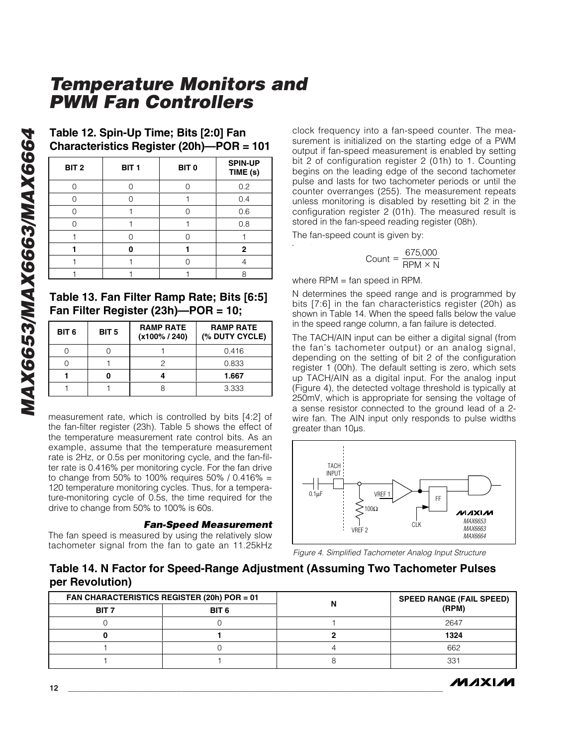## Table 12. Spin-Up Time; Bits [2:0] Fan Characteristics Register (20h)—POR = 101

| BIT 2 | BIT 1 | BIT 0 | SPIN-UP TIME (s) |
|---|---|---|---|
| 0 | 0 | 0 | 0.2 |
| 0 | 0 | 1 | 0.4 |
| 0 | 1 | 0 | 0.6 |
| 0 | 1 | 1 | 0.8 |
| 1 | 0 | 0 | 1 |
| **1** | **0** | **1** | **2** |
| 1 | 1 | 0 | 4 |
| 1 | 1 | 1 | 8 |

## Table 13. Fan Filter Ramp Rate; Bits [6:5] Fan Filter Register (23h)—POR = 10;

| BIT 6 | BIT 5 | RAMP RATE (x100% / 240) | RAMP RATE (% DUTY CYCLE) |
|---|---|---|---|
| 0 | 0 | 1 | 0.416 |
| 0 | 1 | 2 | 0.833 |
| **1** | **0** | **4** | **1.667** |
| 1 | 1 | 8 | 3.333 |

measurement rate, which is controlled by bits [4:2] of the fan-filter register (23h). Table 5 shows the effect of the temperature measurement rate control bits. As an example, assume that the temperature measurement rate is 2Hz, or 0.5s per monitoring cycle, and the fan-filter rate is 0.416% per monitoring cycle. For the fan drive to change from 50% to 100% requires 50% / 0.416% = 120 temperature monitoring cycles. Thus, for a temperature-monitoring cycle of 0.5s, the time required for the drive to change from 50% to 100% is 60s.

### *Fan-Speed Measurement*

The fan speed is measured by using the relatively slow tachometer signal from the fan to gate an 11.25kHz clock frequency into a fan-speed counter. The measurement is initialized on the starting edge of a PWM output if fan-speed measurement is enabled by setting bit 2 of configuration register 2 (01h) to 1. Counting begins on the leading edge of the second tachometer pulse and lasts for two tachometer periods or until the counter overranges (255). The measurement repeats unless monitoring is disabled by resetting bit 2 in the configuration register 2 (01h). The measured result is stored in the fan-speed reading register (08h).

The fan-speed count is given by:

$$\text{Count} = \frac{675{,}000}{\text{RPM} \times \text{N}}$$

where RPM = fan speed in RPM.

N determines the speed range and is programmed by bits [7:6] in the fan characteristics register (20h) as shown in Table 14. When the speed falls below the value in the speed range column, a fan failure is detected.

The TACH/AIN input can be either a digital signal (from the fan's tachometer output) or an analog signal, depending on the setting of bit 2 of the configuration register 1 (00h). The default setting is zero, which sets up TACH/AIN as a digital input. For the analog input (Figure 4), the detected voltage threshold is typically at 250mV, which is appropriate for sensing the voltage of a sense resistor connected to the ground lead of a 2-wire fan. The AIN input only responds to pulse widths greater than 10μs.

*Figure 4. Simplified Tachometer Analog Input Structure*

## Table 14. N Factor for Speed-Range Adjustment (Assuming Two Tachometer Pulses per Revolution)

| FAN CHARACTERISTICS REGISTER (20h) POR = 01 | | N | SPEED RANGE (FAIL SPEED) (RPM) |
|---|---|---|---|
| BIT 7 | BIT 6 | | |
| 0 | 0 | 1 | 2647 |
| **0** | **1** | **2** | **1324** |
| 1 | 0 | 4 | 662 |
| 1 | 1 | 8 | 331 |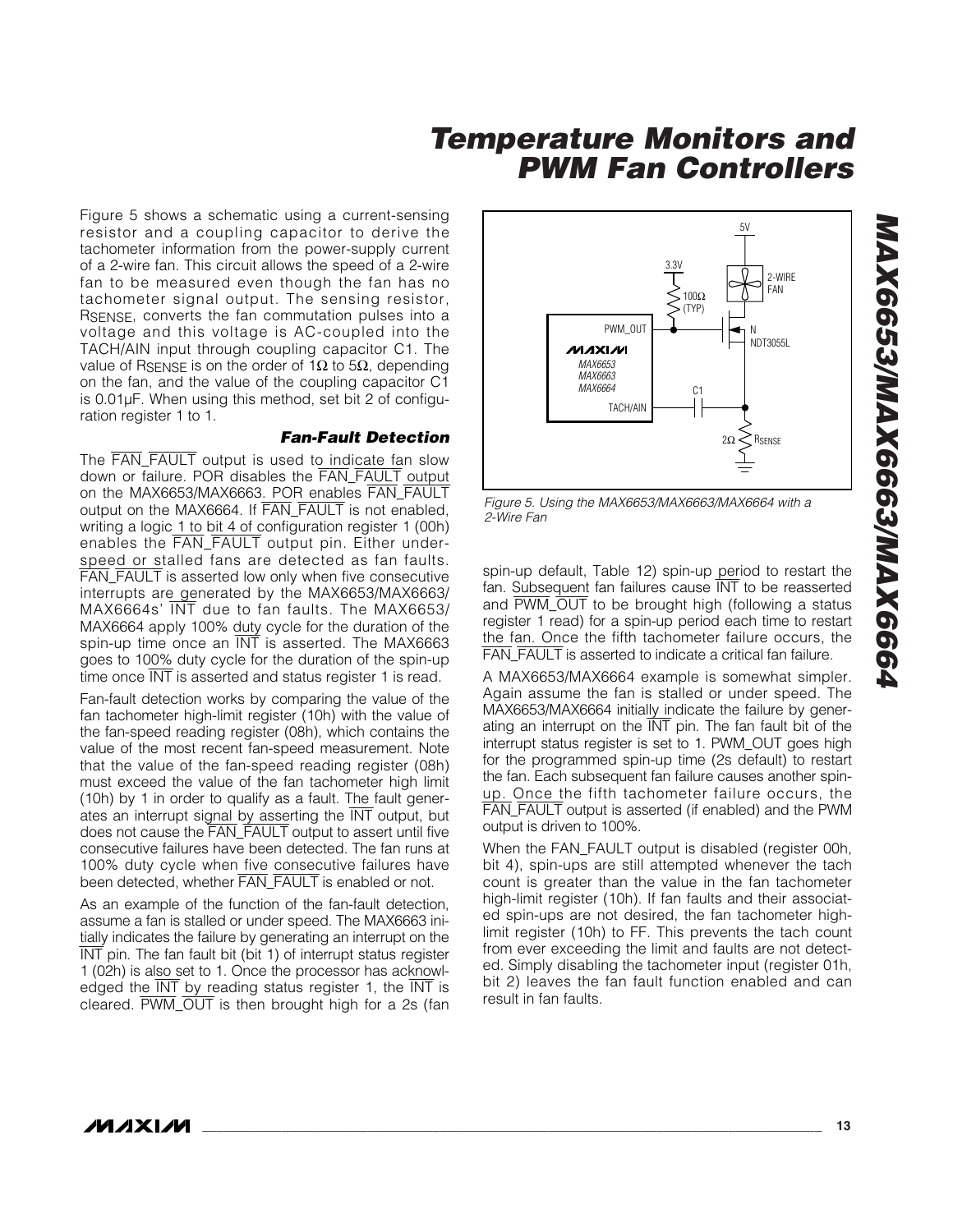Figure 5 shows a schematic using a current-sensing resistor and a coupling capacitor to derive the tachometer information from the power-supply current of a 2-wire fan. This circuit allows the speed of a 2-wire fan to be measured even though the fan has no tachometer signal output. The sensing resistor, $R_{SENSE}$, converts the fan commutation pulses into a voltage and this voltage is AC-coupled into the TACH/AIN input through coupling capacitor C1. The value of $R_{SENSE}$ is on the order of 1Ω to 5Ω, depending on the fan, and the value of the coupling capacitor C1 is 0.01µF. When using this method, set bit 2 of configuration register 1 to 1.

Figure 5. Using the MAX6653/MAX6663/MAX6664 with a 2-Wire Fan

### Fan-Fault Detection

The $\overline{\text{FAN\_FAULT}}$ output is used to indicate fan slow down or failure. POR disables the $\overline{\text{FAN\_FAULT}}$ output on the MAX6653/MAX6663. POR enables $\overline{\text{FAN\_FAULT}}$ output on the MAX6664. If $\overline{\text{FAN\_FAULT}}$ is not enabled, writing a logic 1 to bit 4 of configuration register 1 (00h) enables the $\overline{\text{FAN\_FAULT}}$ output pin. Either underspeed or stalled fans are detected as fan faults. $\overline{\text{FAN\_FAULT}}$ is asserted low only when five consecutive interrupts are generated by the MAX6653/MAX6663/MAX6664s' $\overline{\text{INT}}$ due to fan faults. The MAX6653/MAX6664 apply 100% duty cycle for the duration of the spin-up time once an $\overline{\text{INT}}$ is asserted. The MAX6663 goes to 100% duty cycle for the duration of the spin-up time once $\overline{\text{INT}}$ is asserted and status register 1 is read.

Fan-fault detection works by comparing the value of the fan tachometer high-limit register (10h) with the value of the fan-speed reading register (08h), which contains the value of the most recent fan-speed measurement. Note that the value of the fan-speed reading register (08h) must exceed the value of the fan tachometer high limit (10h) by 1 in order to qualify as a fault. The fault generates an interrupt signal by asserting the $\overline{\text{INT}}$ output, but does not cause the $\overline{\text{FAN\_FAULT}}$ output to assert until five consecutive failures have been detected. The fan runs at 100% duty cycle when five consecutive failures have been detected, whether $\overline{\text{FAN\_FAULT}}$ is enabled or not.

As an example of the function of the fan-fault detection, assume a fan is stalled or under speed. The MAX6663 initially indicates the failure by generating an interrupt on the $\overline{\text{INT}}$ pin. The fan fault bit (bit 1) of interrupt status register 1 (02h) is also set to 1. Once the processor has acknowledged the $\overline{\text{INT}}$ by reading status register 1, the $\overline{\text{INT}}$ is cleared. $\overline{\text{PWM\_OUT}}$ is then brought high for a 2s (fan spin-up default, Table 12) spin-up period to restart the fan. Subsequent fan failures cause $\overline{\text{INT}}$ to be reasserted and $\overline{\text{PWM\_OUT}}$ to be brought high (following a status register 1 read) for a spin-up period each time to restart the fan. Once the fifth tachometer failure occurs, the $\overline{\text{FAN\_FAULT}}$ is asserted to indicate a critical fan failure.

A MAX6653/MAX6664 example is somewhat simpler. Again assume the fan is stalled or under speed. The MAX6653/MAX6664 initially indicate the failure by generating an interrupt on the $\overline{\text{INT}}$ pin. The fan fault bit of the interrupt status register is set to 1. PWM_OUT goes high for the programmed spin-up time (2s default) to restart the fan. Each subsequent fan failure causes another spin-up. Once the fifth tachometer failure occurs, the $\overline{\text{FAN\_FAULT}}$ output is asserted (if enabled) and the PWM output is driven to 100%.

When the FAN_FAULT output is disabled (register 00h, bit 4), spin-ups are still attempted whenever the tach count is greater than the value in the fan tachometer high-limit register (10h). If fan faults and their associated spin-ups are not desired, the fan tachometer high-limit register (10h) to FF. This prevents the tach count from ever exceeding the limit and faults are not detected. Simply disabling the tachometer input (register 01h, bit 2) leaves the fan fault function enabled and can result in fan faults.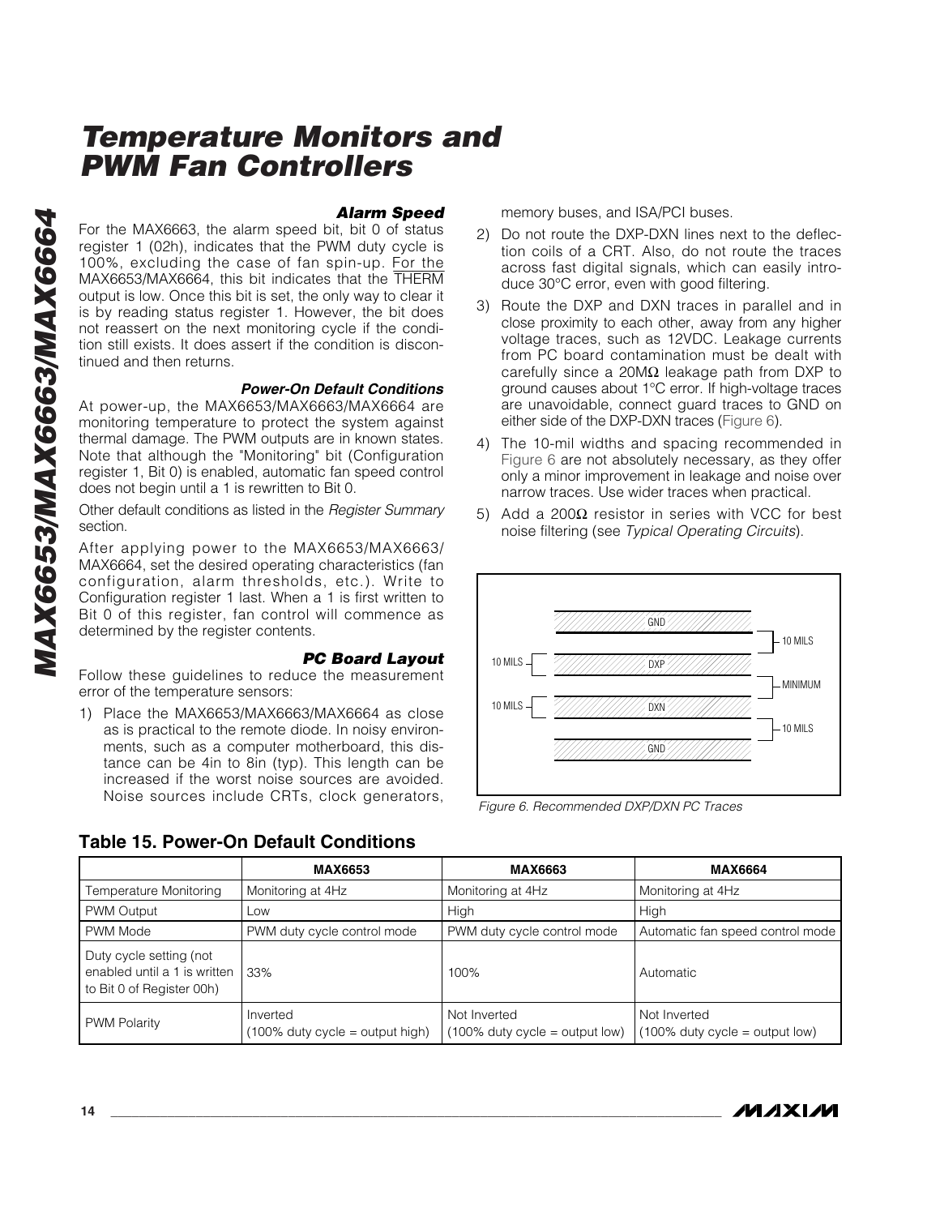### Alarm Speed

For the MAX6663, the alarm speed bit, bit 0 of status register 1 (02h), indicates that the PWM duty cycle is 100%, excluding the case of fan spin-up. For the MAX6653/MAX6664, this bit indicates that the THERM output is low. Once this bit is set, the only way to clear it is by reading status register 1. However, the bit does not reassert on the next monitoring cycle if the condition still exists. It does assert if the condition is discontinued and then returns.

### Power-On Default Conditions

At power-up, the MAX6653/MAX6663/MAX6664 are monitoring temperature to protect the system against thermal damage. The PWM outputs are in known states. Note that although the "Monitoring" bit (Configuration register 1, Bit 0) is enabled, automatic fan speed control does not begin until a 1 is rewritten to Bit 0.

Other default conditions as listed in the *Register Summary* section.

After applying power to the MAX6653/MAX6663/MAX6664, set the desired operating characteristics (fan configuration, alarm thresholds, etc.). Write to Configuration register 1 last. When a 1 is first written to Bit 0 of this register, fan control will commence as determined by the register contents.

### PC Board Layout

Follow these guidelines to reduce the measurement error of the temperature sensors:

1) Place the MAX6653/MAX6663/MAX6664 as close as is practical to the remote diode. In noisy environments, such as a computer motherboard, this distance can be 4in to 8in (typ). This length can be increased if the worst noise sources are avoided. Noise sources include CRTs, clock generators, memory buses, and ISA/PCI buses.
2) Do not route the DXP-DXN lines next to the deflection coils of a CRT. Also, do not route the traces across fast digital signals, which can easily introduce 30°C error, even with good filtering.
3) Route the DXP and DXN traces in parallel and in close proximity to each other, away from any higher voltage traces, such as 12VDC. Leakage currents from PC board contamination must be dealt with carefully since a 20MΩ leakage path from DXP to ground causes about 1°C error. If high-voltage traces are unavoidable, connect guard traces to GND on either side of the DXP-DXN traces (Figure 6).
4) The 10-mil widths and spacing recommended in Figure 6 are not absolutely necessary, as they offer only a minor improvement in leakage and noise over narrow traces. Use wider traces when practical.
5) Add a 200Ω resistor in series with VCC for best noise filtering (see *Typical Operating Circuits*).

GND / DXP / DXN / GND — 10 MILS trace widths, 10 MILS spacing, MINIMUM spacing between DXP and DXN

*Figure 6. Recommended DXP/DXN PC Traces*

## Table 15. Power-On Default Conditions

| | MAX6653 | MAX6663 | MAX6664 |
|---|---|---|---|
| Temperature Monitoring | Monitoring at 4Hz | Monitoring at 4Hz | Monitoring at 4Hz |
| PWM Output | Low | High | High |
| PWM Mode | PWM duty cycle control mode | PWM duty cycle control mode | Automatic fan speed control mode |
| Duty cycle setting (not enabled until a 1 is written to Bit 0 of Register 00h) | 33% | 100% | Automatic |
| PWM Polarity | Inverted (100% duty cycle = output high) | Not Inverted (100% duty cycle = output low) | Not Inverted (100% duty cycle = output low) |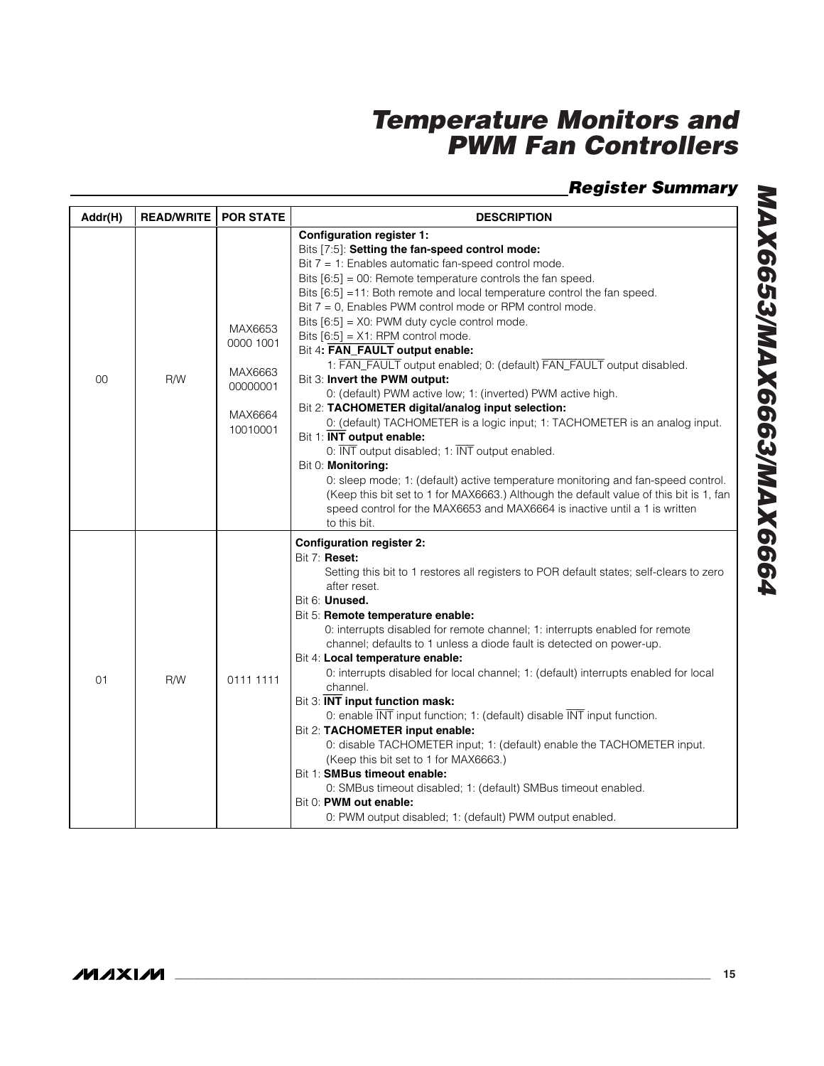## Register Summary

| Addr(H) | READ/WRITE | POR STATE | DESCRIPTION |
|---|---|---|---|
| 00 | R/W | MAX6653 0000 1001<br><br>MAX6663 00000001<br><br>MAX6664 10010001 | **Configuration register 1:**<br>Bits [7:5]: **Setting the fan-speed control mode:**<br>Bit 7 = 1: Enables automatic fan-speed control mode.<br>Bits [6:5] = 00: Remote temperature controls the fan speed.<br>Bits [6:5] =11: Both remote and local temperature control the fan speed.<br>Bit 7 = 0, Enables PWM control mode or RPM control mode.<br>Bits [6:5] = X0: PWM duty cycle control mode.<br>Bits [6:5] = X1: RPM control mode.<br>Bit 4**: $\overline{\text{FAN\_FAULT}}$ output enable:**<br>1: $\overline{\text{FAN\_FAULT}}$ output enabled; 0: (default) $\overline{\text{FAN\_FAULT}}$ output disabled.<br>Bit 3: **Invert the PWM output:**<br>0: (default) PWM active low; 1: (inverted) PWM active high.<br>Bit 2: **TACHOMETER digital/analog input selection:**<br>0: (default) TACHOMETER is a logic input; 1: TACHOMETER is an analog input.<br>Bit 1: **$\overline{\text{INT}}$ output enable:**<br>0: $\overline{\text{INT}}$ output disabled; 1: $\overline{\text{INT}}$ output enabled.<br>Bit 0: **Monitoring:**<br>0: sleep mode; 1: (default) active temperature monitoring and fan-speed control. (Keep this bit set to 1 for MAX6663.) Although the default value of this bit is 1, fan speed control for the MAX6653 and MAX6664 is inactive until a 1 is written to this bit. |
| 01 | R/W | 0111 1111 | **Configuration register 2:**<br>Bit 7: **Reset:**<br>Setting this bit to 1 restores all registers to POR default states; self-clears to zero after reset.<br>Bit 6: **Unused.**<br>Bit 5: **Remote temperature enable:**<br>0: interrupts disabled for remote channel; 1: interrupts enabled for remote channel; defaults to 1 unless a diode fault is detected on power-up.<br>Bit 4: **Local temperature enable:**<br>0: interrupts disabled for local channel; 1: (default) interrupts enabled for local channel.<br>Bit 3: **$\overline{\text{INT}}$ input function mask:**<br>0: enable $\overline{\text{INT}}$ input function; 1: (default) disable $\overline{\text{INT}}$ input function.<br>Bit 2: **TACHOMETER input enable:**<br>0: disable TACHOMETER input; 1: (default) enable the TACHOMETER input. (Keep this bit set to 1 for MAX6663.)<br>Bit 1: **SMBus timeout enable:**<br>0: SMBus timeout disabled; 1: (default) SMBus timeout enabled.<br>Bit 0: **PWM out enable:**<br>0: PWM output disabled; 1: (default) PWM output enabled. |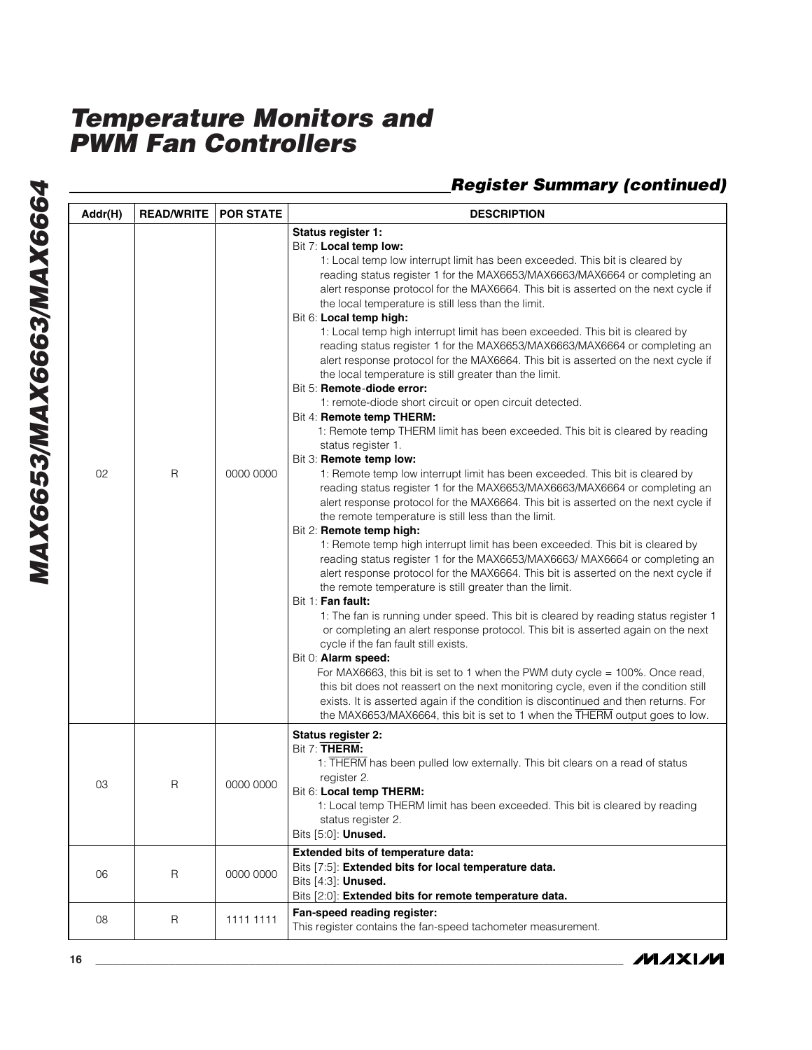## Register Summary (continued)

| Addr(H) | READ/WRITE | POR STATE | DESCRIPTION |
|---|---|---|---|
| 02 | R | 0000 0000 | **Status register 1:**<br>Bit 7: **Local temp low:**<br>1: Local temp low interrupt limit has been exceeded. This bit is cleared by reading status register 1 for the MAX6653/MAX6663/MAX6664 or completing an alert response protocol for the MAX6664. This bit is asserted on the next cycle if the local temperature is still less than the limit.<br>Bit 6: **Local temp high:**<br>1: Local temp high interrupt limit has been exceeded. This bit is cleared by reading status register 1 for the MAX6653/MAX6663/MAX6664 or completing an alert response protocol for the MAX6664. This bit is asserted on the next cycle if the local temperature is still greater than the limit.<br>Bit 5: **Remote-diode error:**<br>1: remote-diode short circuit or open circuit detected.<br>Bit 4: **Remote temp THERM:**<br>1: Remote temp THERM limit has been exceeded. This bit is cleared by reading status register 1.<br>Bit 3: **Remote temp low:**<br>1: Remote temp low interrupt limit has been exceeded. This bit is cleared by reading status register 1 for the MAX6653/MAX6663/MAX6664 or completing an alert response protocol for the MAX6664. This bit is asserted on the next cycle if the remote temperature is still less than the limit.<br>Bit 2: **Remote temp high:**<br>1: Remote temp high interrupt limit has been exceeded. This bit is cleared by reading status register 1 for the MAX6653/MAX6663/ MAX6664 or completing an alert response protocol for the MAX6664. This bit is asserted on the next cycle if the remote temperature is still greater than the limit.<br>Bit 1: **Fan fault:**<br>1: The fan is running under speed. This bit is cleared by reading status register 1 or completing an alert response protocol. This bit is asserted again on the next cycle if the fan fault still exists.<br>Bit 0: **Alarm speed:**<br>For MAX6663, this bit is set to 1 when the PWM duty cycle = 100%. Once read, this bit does not reassert on the next monitoring cycle, even if the condition still exists. It is asserted again if the condition is discontinued and then returns. For the MAX6653/MAX6664, this bit is set to 1 when the $\overline{\text{THERM}}$ output goes to low. |
| 03 | R | 0000 0000 | **Status register 2:**<br>Bit 7: **$\overline{\text{THERM}}$:**<br>1: $\overline{\text{THERM}}$ has been pulled low externally. This bit clears on a read of status register 2.<br>Bit 6: **Local temp THERM:**<br>1: Local temp THERM limit has been exceeded. This bit is cleared by reading status register 2.<br>Bits [5:0]: **Unused.** |
| 06 | R | 0000 0000 | **Extended bits of temperature data:**<br>Bits [7:5]: **Extended bits for local temperature data.**<br>Bits [4:3]: **Unused.**<br>Bits [2:0]: **Extended bits for remote temperature data.** |
| 08 | R | 1111 1111 | **Fan-speed reading register:**<br>This register contains the fan-speed tachometer measurement. |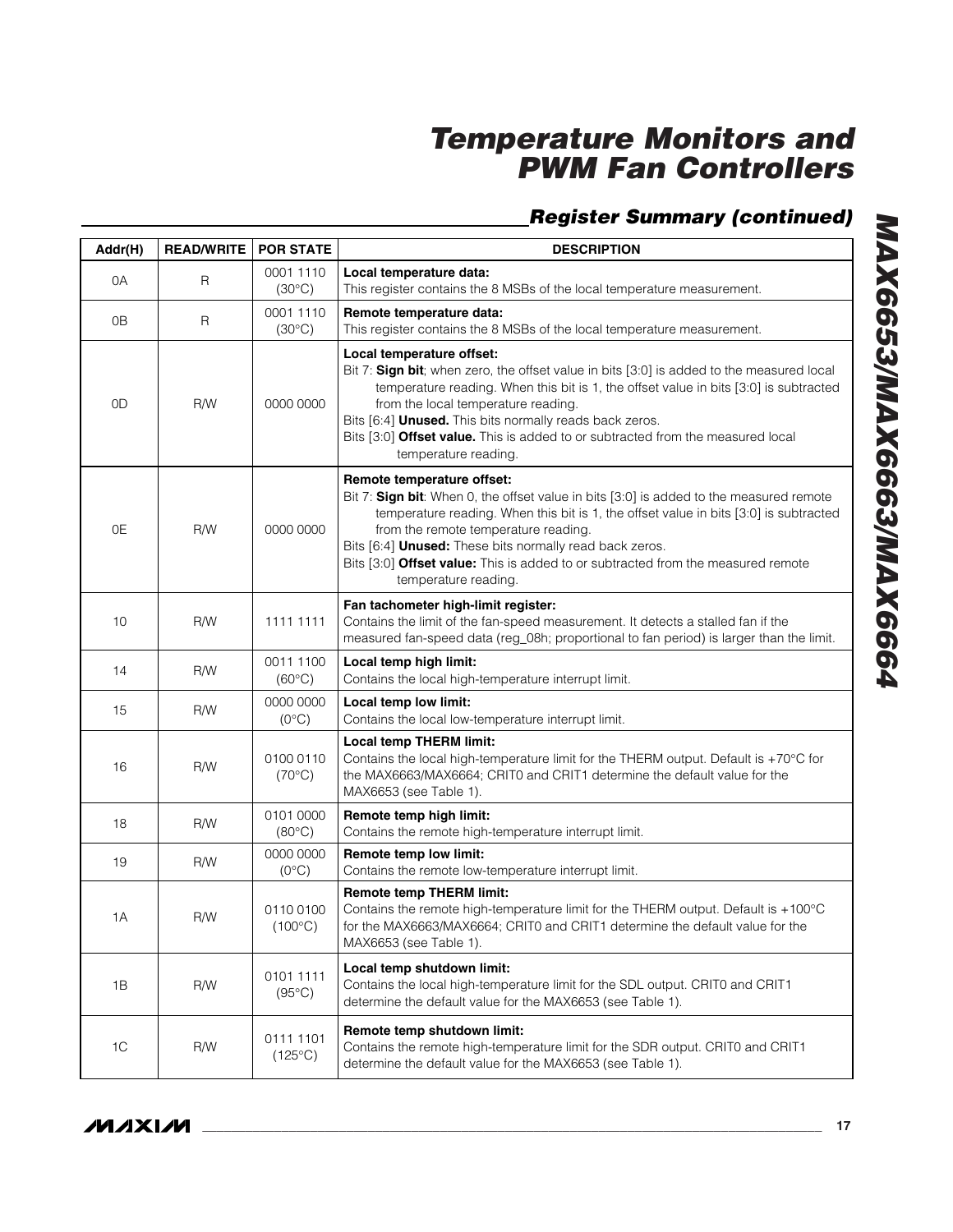## Register Summary (continued)

| Addr(H) | READ/WRITE | POR STATE | DESCRIPTION |
|---|---|---|---|
| 0A | R | 0001 1110 (30°C) | **Local temperature data:** This register contains the 8 MSBs of the local temperature measurement. |
| 0B | R | 0001 1110 (30°C) | **Remote temperature data:** This register contains the 8 MSBs of the local temperature measurement. |
| 0D | R/W | 0000 0000 | **Local temperature offset:** Bit 7: **Sign bit**; when zero, the offset value in bits [3:0] is added to the measured local temperature reading. When this bit is 1, the offset value in bits [3:0] is subtracted from the local temperature reading. Bits [6:4] **Unused.** This bits normally reads back zeros. Bits [3:0] **Offset value.** This is added to or subtracted from the measured local temperature reading. |
| 0E | R/W | 0000 0000 | **Remote temperature offset:** Bit 7: **Sign bit**: When 0, the offset value in bits [3:0] is added to the measured remote temperature reading. When this bit is 1, the offset value in bits [3:0] is subtracted from the remote temperature reading. Bits [6:4] **Unused:** These bits normally read back zeros. Bits [3:0] **Offset value:** This is added to or subtracted from the measured remote temperature reading. |
| 10 | R/W | 1111 1111 | **Fan tachometer high-limit register:** Contains the limit of the fan-speed measurement. It detects a stalled fan if the measured fan-speed data (reg_08h; proportional to fan period) is larger than the limit. |
| 14 | R/W | 0011 1100 (60°C) | **Local temp high limit:** Contains the local high-temperature interrupt limit. |
| 15 | R/W | 0000 0000 (0°C) | **Local temp low limit:** Contains the local low-temperature interrupt limit. |
| 16 | R/W | 0100 0110 (70°C) | **Local temp THERM limit:** Contains the local high-temperature limit for the THERM output. Default is +70°C for the MAX6663/MAX6664; CRIT0 and CRIT1 determine the default value for the MAX6653 (see Table 1). |
| 18 | R/W | 0101 0000 (80°C) | **Remote temp high limit:** Contains the remote high-temperature interrupt limit. |
| 19 | R/W | 0000 0000 (0°C) | **Remote temp low limit:** Contains the remote low-temperature interrupt limit. |
| 1A | R/W | 0110 0100 (100°C) | **Remote temp THERM limit:** Contains the remote high-temperature limit for the THERM output. Default is +100°C for the MAX6663/MAX6664; CRIT0 and CRIT1 determine the default value for the MAX6653 (see Table 1). |
| 1B | R/W | 0101 1111 (95°C) | **Local temp shutdown limit:** Contains the local high-temperature limit for the SDL output. CRIT0 and CRIT1 determine the default value for the MAX6653 (see Table 1). |
| 1C | R/W | 0111 1101 (125°C) | **Remote temp shutdown limit:** Contains the remote high-temperature limit for the SDR output. CRIT0 and CRIT1 determine the default value for the MAX6653 (see Table 1). |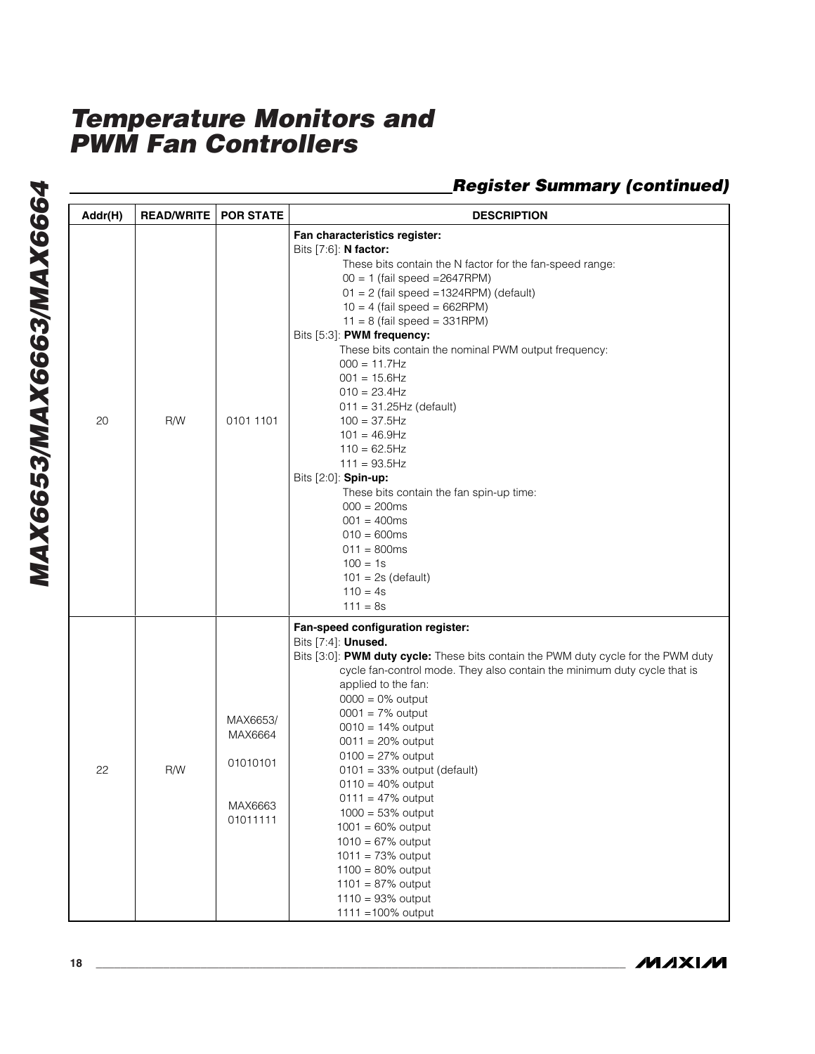## Register Summary (continued)

| Addr(H) | READ/WRITE | POR STATE | DESCRIPTION |
|---|---|---|---|
| 20 | R/W | 0101 1101 | **Fan characteristics register:**<br>Bits [7:6]: **N factor:**<br>These bits contain the N factor for the fan-speed range:<br>00 = 1 (fail speed =2647RPM)<br>01 = 2 (fail speed =1324RPM) (default)<br>10 = 4 (fail speed = 662RPM)<br>11 = 8 (fail speed = 331RPM)<br>Bits [5:3]: **PWM frequency:**<br>These bits contain the nominal PWM output frequency:<br>000 = 11.7Hz<br>001 = 15.6Hz<br>010 = 23.4Hz<br>011 = 31.25Hz (default)<br>100 = 37.5Hz<br>101 = 46.9Hz<br>110 = 62.5Hz<br>111 = 93.5Hz<br>Bits [2:0]: **Spin-up:**<br>These bits contain the fan spin-up time:<br>000 = 200ms<br>001 = 400ms<br>010 = 600ms<br>011 = 800ms<br>100 = 1s<br>101 = 2s (default)<br>110 = 4s<br>111 = 8s |
| 22 | R/W | MAX6653/ MAX6664<br>01010101<br>MAX6663<br>01011111 | **Fan-speed configuration register:**<br>Bits [7:4]: **Unused.**<br>Bits [3:0]: **PWM duty cycle:** These bits contain the PWM duty cycle for the PWM duty cycle fan-control mode. They also contain the minimum duty cycle that is applied to the fan:<br>0000 = 0% output<br>0001 = 7% output<br>0010 = 14% output<br>0011 = 20% output<br>0100 = 27% output<br>0101 = 33% output (default)<br>0110 = 40% output<br>0111 = 47% output<br>1000 = 53% output<br>1001 = 60% output<br>1010 = 67% output<br>1011 = 73% output<br>1100 = 80% output<br>1101 = 87% output<br>1110 = 93% output<br>1111 =100% output |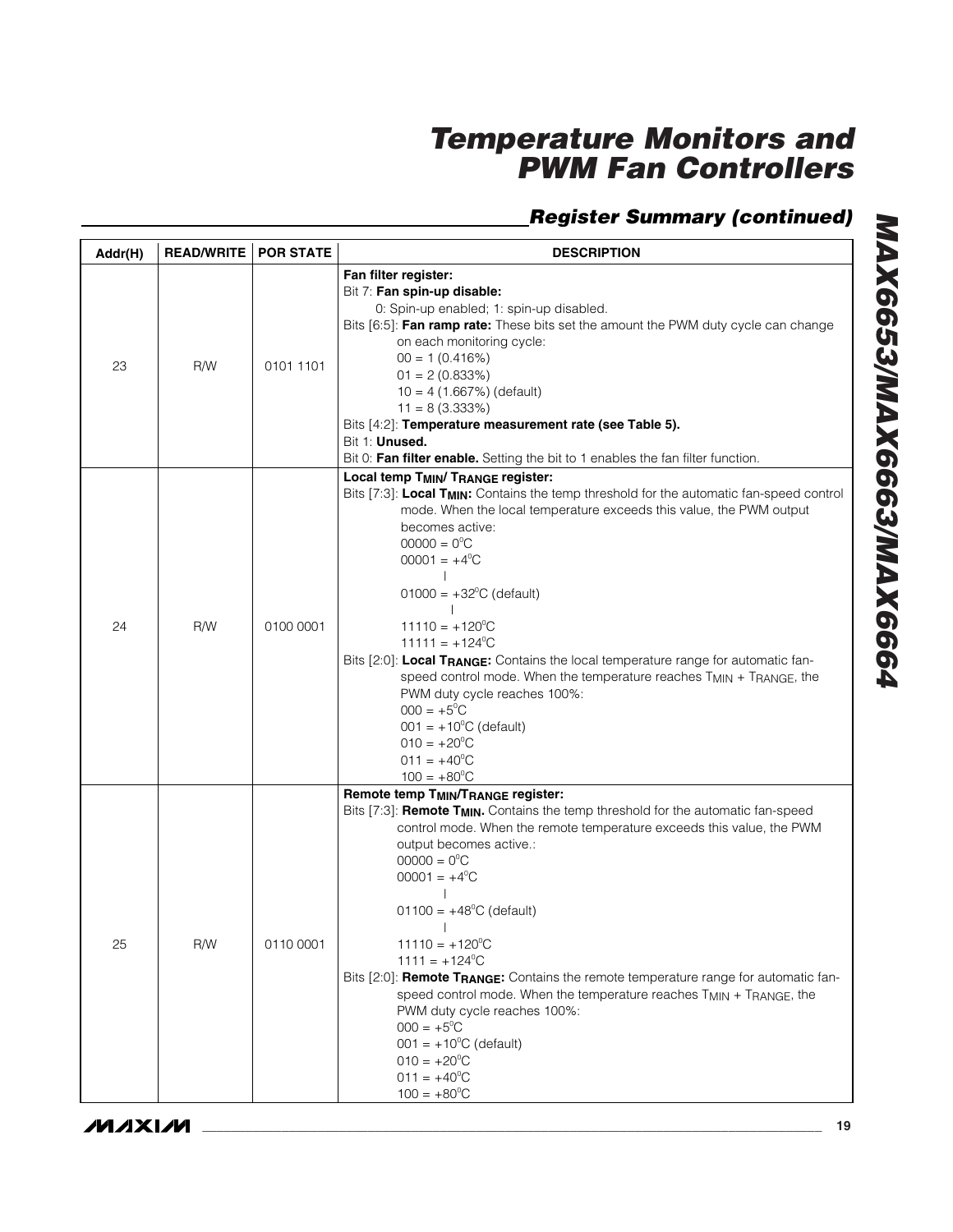## Register Summary (continued)

| Addr(H) | READ/WRITE | POR STATE | DESCRIPTION |
|---|---|---|---|
| 23 | R/W | 0101 1101 | **Fan filter register:**<br>Bit 7: **Fan spin-up disable:**<br>0: Spin-up enabled; 1: spin-up disabled.<br>Bits [6:5]: **Fan ramp rate:** These bits set the amount the PWM duty cycle can change on each monitoring cycle:<br>00 = 1 (0.416%)<br>01 = 2 (0.833%)<br>10 = 4 (1.667%) (default)<br>11 = 8 (3.333%)<br>Bits [4:2]: **Temperature measurement rate (see Table 5).**<br>Bit 1: **Unused.**<br>Bit 0: **Fan filter enable.** Setting the bit to 1 enables the fan filter function. |
| 24 | R/W | 0100 0001 | **Local temp $T_{MIN}$/ $T_{RANGE}$ register:**<br>Bits [7:3]: **Local $T_{MIN}$:** Contains the temp threshold for the automatic fan-speed control mode. When the local temperature exceeds this value, the PWM output becomes active:<br>00000 = 0°C<br>00001 = +4°C<br>\|<br>01000 = +32°C (default)<br>\|<br>11110 = +120°C<br>11111 = +124°C<br>Bits [2:0]: **Local $T_{RANGE}$:** Contains the local temperature range for automatic fan-speed control mode. When the temperature reaches $T_{MIN}$ + $T_{RANGE}$, the PWM duty cycle reaches 100%:<br>000 = +5°C<br>001 = +10°C (default)<br>010 = +20°C<br>011 = +40°C<br>100 = +80°C |
| 25 | R/W | 0110 0001 | **Remote temp $T_{MIN}$/$T_{RANGE}$ register:**<br>Bits [7:3]: **Remote $T_{MIN}$.** Contains the temp threshold for the automatic fan-speed control mode. When the remote temperature exceeds this value, the PWM output becomes active.:<br>00000 = 0°C<br>00001 = +4°C<br>\|<br>01100 = +48°C (default)<br>\|<br>11110 = +120°C<br>1111 = +124°C<br>Bits [2:0]: **Remote $T_{RANGE}$:** Contains the remote temperature range for automatic fan-speed control mode. When the temperature reaches $T_{MIN}$ + $T_{RANGE}$, the PWM duty cycle reaches 100%:<br>000 = +5°C<br>001 = +10°C (default)<br>010 = +20°C<br>011 = +40°C<br>100 = +80°C |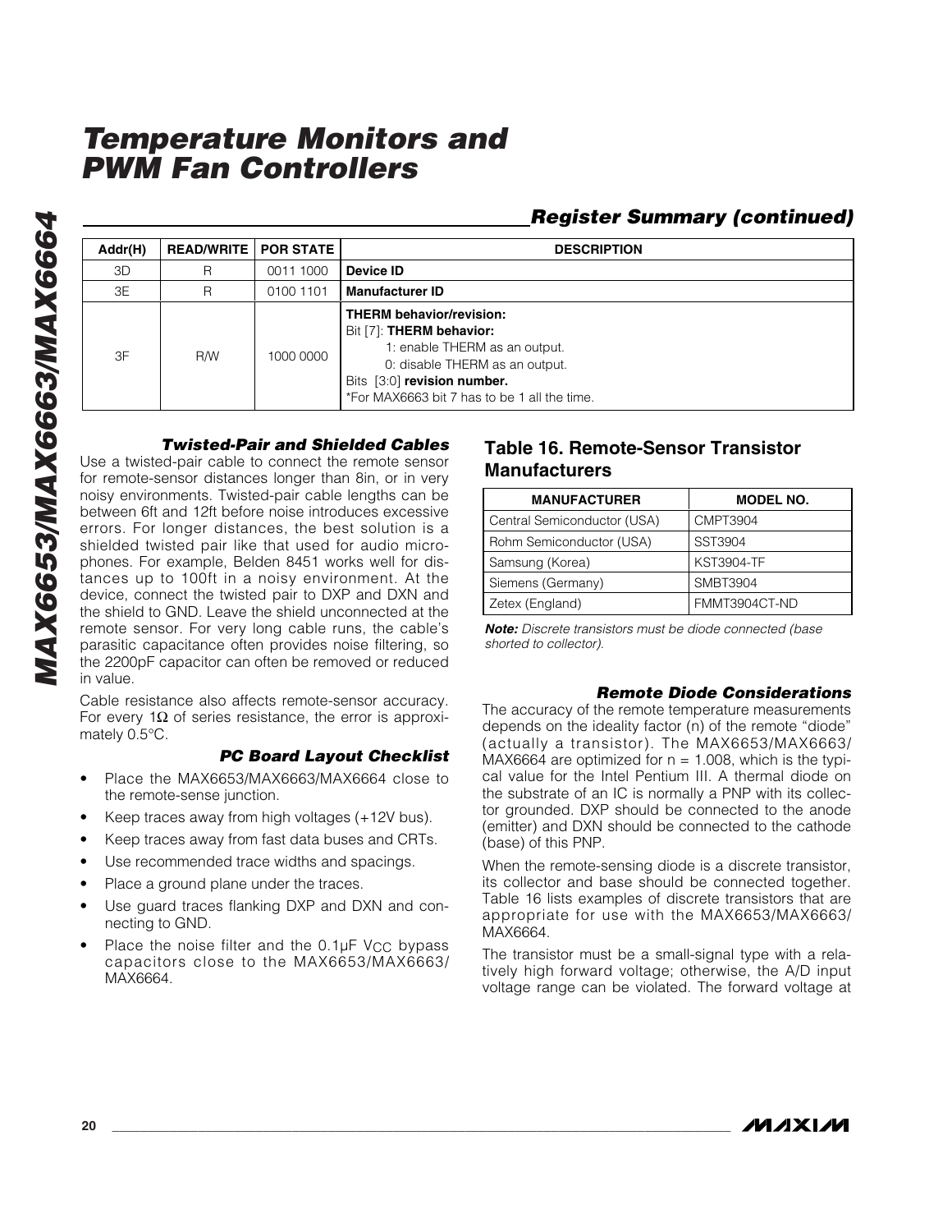## Register Summary (continued)

| Addr(H) | READ/WRITE | POR STATE | DESCRIPTION |
|---|---|---|---|
| 3D | R | 0011 1000 | **Device ID** |
| 3E | R | 0100 1101 | **Manufacturer ID** |
| 3F | R/W | 1000 0000 | **THERM behavior/revision:**<br>Bit [7]: **THERM behavior:**<br>1: enable THERM as an output.<br>0: disable THERM as an output.<br>Bits [3:0] **revision number.**<br>*For MAX6663 bit 7 has to be 1 all the time. |

### Twisted-Pair and Shielded Cables

Use a twisted-pair cable to connect the remote sensor for remote-sensor distances longer than 8in, or in very noisy environments. Twisted-pair cable lengths can be between 6ft and 12ft before noise introduces excessive errors. For longer distances, the best solution is a shielded twisted pair like that used for audio microphones. For example, Belden 8451 works well for distances up to 100ft in a noisy environment. At the device, connect the twisted pair to DXP and DXN and the shield to GND. Leave the shield unconnected at the remote sensor. For very long cable runs, the cable's parasitic capacitance often provides noise filtering, so the 2200pF capacitor can often be removed or reduced in value.

Cable resistance also affects remote-sensor accuracy. For every 1Ω of series resistance, the error is approximately 0.5°C.

### PC Board Layout Checklist

- Place the MAX6653/MAX6663/MAX6664 close to the remote-sense junction.
- Keep traces away from high voltages (+12V bus).
- Keep traces away from fast data buses and CRTs.
- Use recommended trace widths and spacings.
- Place a ground plane under the traces.
- Use guard traces flanking DXP and DXN and connecting to GND.
- Place the noise filter and the 0.1µF $V_{CC}$ bypass capacitors close to the MAX6653/MAX6663/MAX6664.

## Table 16. Remote-Sensor Transistor Manufacturers

| MANUFACTURER | MODEL NO. |
|---|---|
| Central Semiconductor (USA) | CMPT3904 |
| Rohm Semiconductor (USA) | SST3904 |
| Samsung (Korea) | KST3904-TF |
| Siemens (Germany) | SMBT3904 |
| Zetex (England) | FMMT3904CT-ND |

***Note:*** *Discrete transistors must be diode connected (base shorted to collector).*

### Remote Diode Considerations

The accuracy of the remote temperature measurements depends on the ideality factor (n) of the remote "diode" (actually a transistor). The MAX6653/MAX6663/MAX6664 are optimized for n = 1.008, which is the typical value for the Intel Pentium III. A thermal diode on the substrate of an IC is normally a PNP with its collector grounded. DXP should be connected to the anode (emitter) and DXN should be connected to the cathode (base) of this PNP.

When the remote-sensing diode is a discrete transistor, its collector and base should be connected together. Table 16 lists examples of discrete transistors that are appropriate for use with the MAX6653/MAX6663/MAX6664.

The transistor must be a small-signal type with a relatively high forward voltage; otherwise, the A/D input voltage range can be violated. The forward voltage at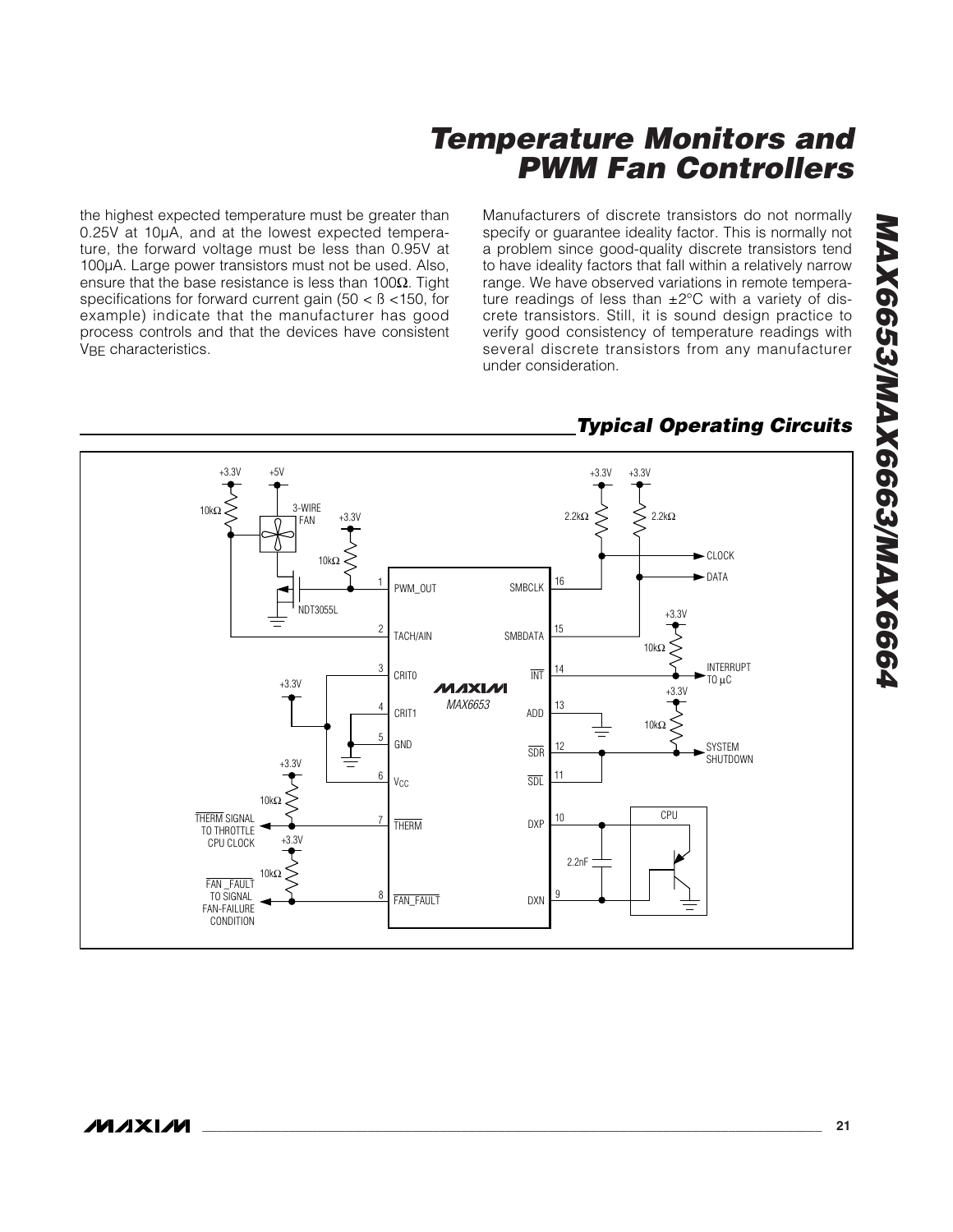the highest expected temperature must be greater than 0.25V at 10µA, and at the lowest expected temperature, the forward voltage must be less than 0.95V at 100µA. Large power transistors must not be used. Also, ensure that the base resistance is less than 100Ω. Tight specifications for forward current gain (50 < ß <150, for example) indicate that the manufacturer has good process controls and that the devices have consistent $V_{BE}$ characteristics.

Manufacturers of discrete transistors do not normally specify or guarantee ideality factor. This is normally not a problem since good-quality discrete transistors tend to have ideality factors that fall within a relatively narrow range. We have observed variations in remote temperature readings of less than ±2°C with a variety of discrete transistors. Still, it is sound design practice to verify good consistency of temperature readings with several discrete transistors from any manufacturer under consideration.

## Typical Operating Circuits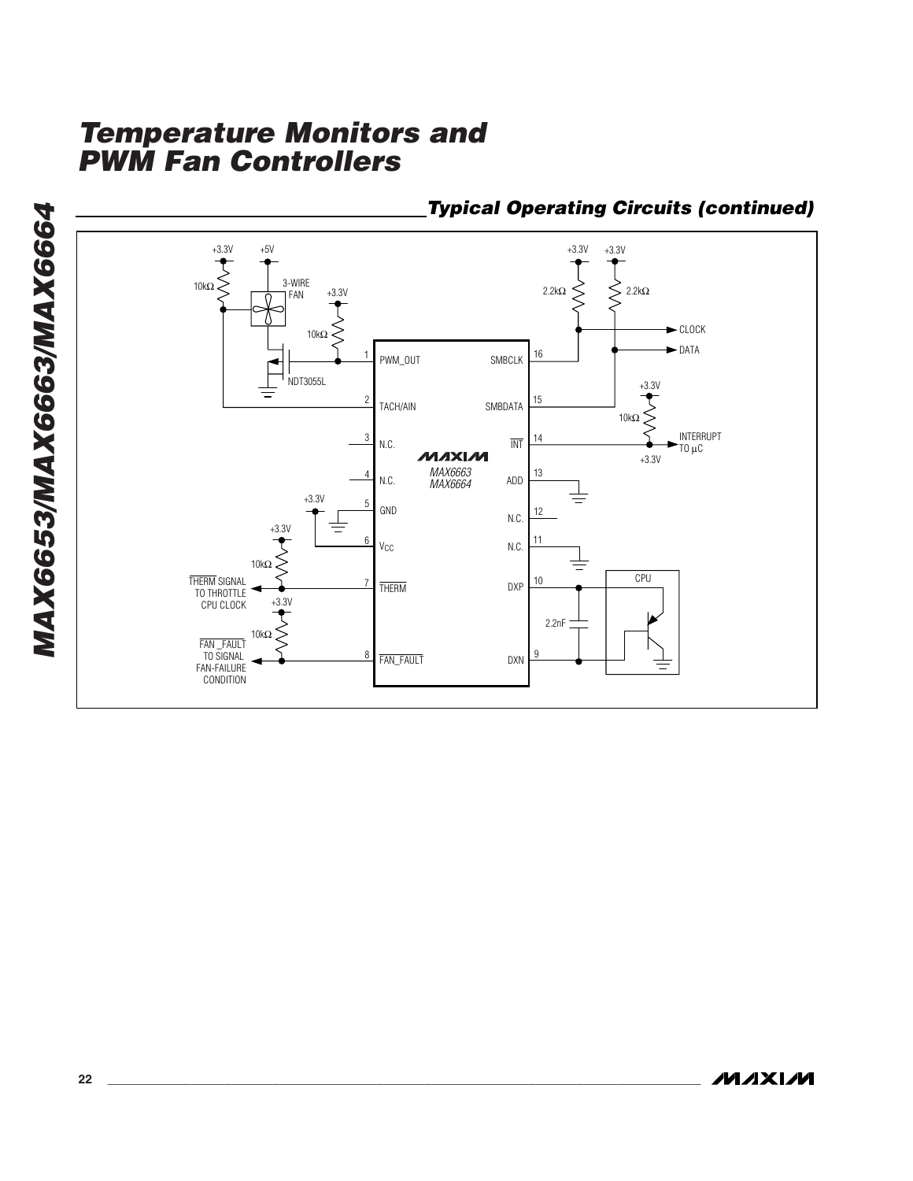## Typical Operating Circuits (continued)

+3.3V +5V 10kΩ 3-WIRE FAN +3.3V 10kΩ NDT3055L

1 PWM_OUT
2 TACH/AIN
3 N.C.
4 N.C.
5 GND
6 $V_{CC}$
7 THERM
8 FAN_FAULT

16 SMBCLK
15 SMBDATA
14 INT
13 ADD
12 N.C.
11 N.C.
10 DXP
9 DXN

MAXIM MAX6663 MAX6664

+3.3V +3.3V 2.2kΩ 2.2kΩ CLOCK DATA

+3.3V 10kΩ INTERRUPT TO µC +3.3V

THERM SIGNAL TO THROTTLE CPU CLOCK

FAN_FAULT TO SIGNAL FAN-FAILURE CONDITION

2.2nF CPU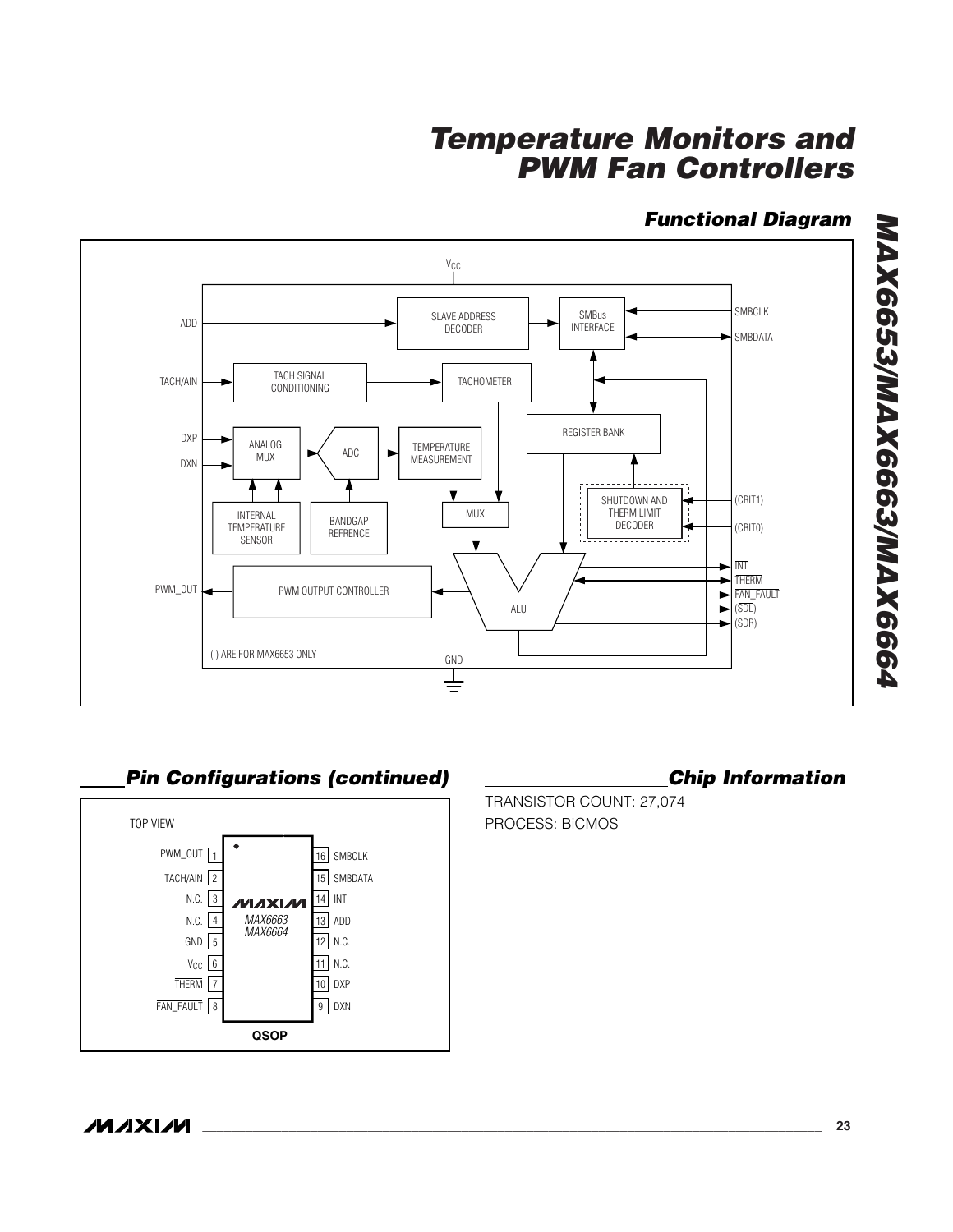## Functional Diagram

V<sub>CC</sub>

SLAVE ADDRESS DECODER

SMBus INTERFACE

ADD

SMBCLK

SMBDATA

TACH/AIN

TACH SIGNAL CONDITIONING

TACHOMETER

REGISTER BANK

DXP

DXN

ANALOG MUX

ADC

TEMPERATURE MEASUREMENT

INTERNAL TEMPERATURE SENSOR

BANDGAP REFRENCE

MUX

SHUTDOWN AND THERM LIMIT DECODER

(CRIT1)

(CRIT0)

PWM_OUT

PWM OUTPUT CONTROLLER

ALU

INT

THERM

FAN_FAULT

(SDL)

(SDR)

( ) ARE FOR MAX6653 ONLY

GND

## Pin Configurations (continued)

TOP VIEW

MAX6663 / MAX6664 — QSOP

| Pin | Name | Pin | Name |
|---|---|---|---|
| 1 | PWM_OUT | 16 | SMBCLK |
| 2 | TACH/AIN | 15 | SMBDATA |
| 3 | N.C. | 14 | INT |
| 4 | N.C. | 13 | ADD |
| 5 | GND | 12 | N.C. |
| 6 | $V_{CC}$ | 11 | N.C. |
| 7 | THERM | 10 | DXP |
| 8 | FAN_FAULT | 9 | DXN |

## Chip Information

TRANSISTOR COUNT: 27,074

PROCESS: BiCMOS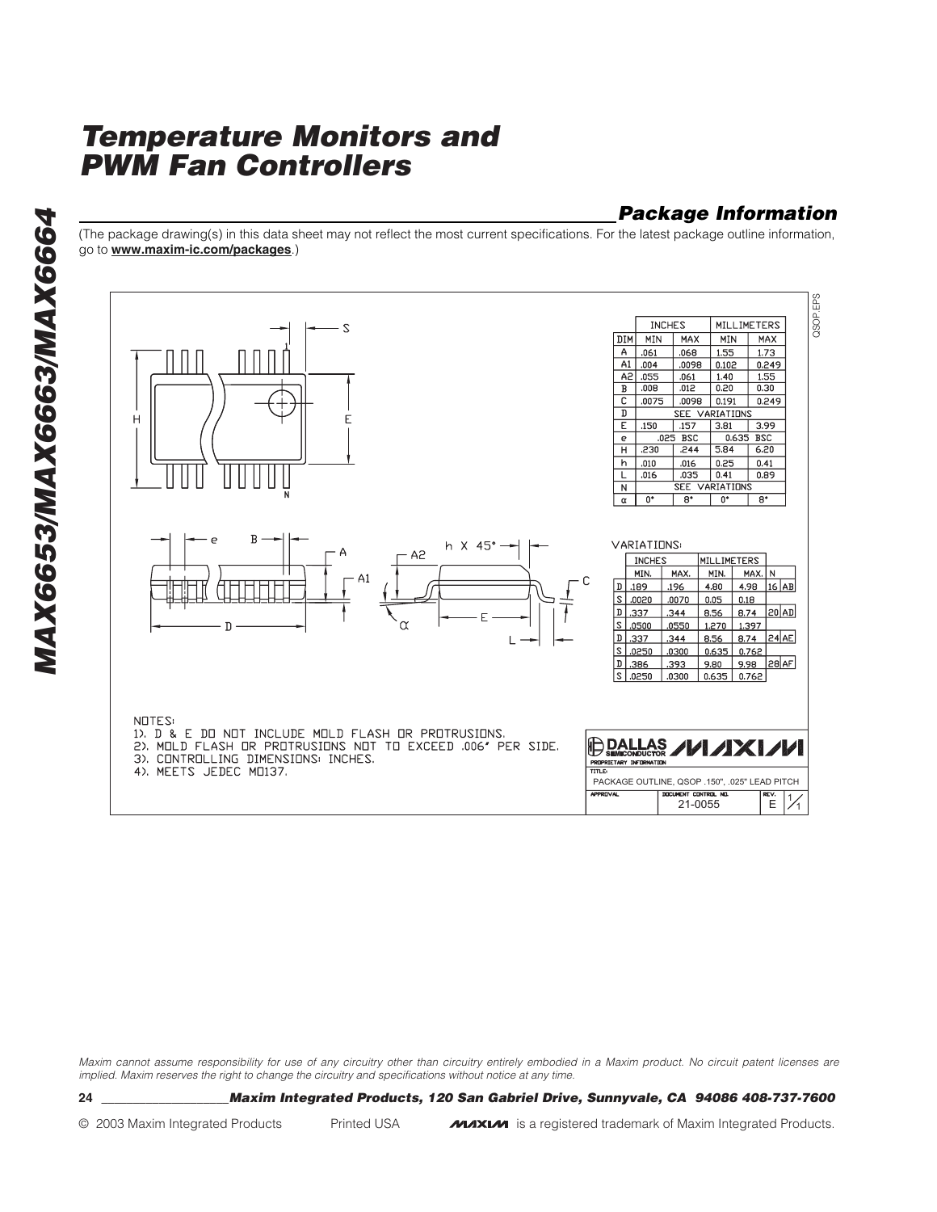## Package Information

(The package drawing(s) in this data sheet may not reflect the most current specifications. For the latest package outline information, go to **www.maxim-ic.com/packages**.)

| DIM | INCHES MIN | INCHES MAX | MILLIMETERS MIN | MILLIMETERS MAX |
|---|---|---|---|---|
| A | .061 | .068 | 1.55 | 1.73 |
| A1 | .004 | .0098 | 0.102 | 0.249 |
| A2 | .055 | .061 | 1.40 | 1.55 |
| B | .008 | .012 | 0.20 | 0.30 |
| C | .0075 | .0098 | 0.191 | 0.249 |
| D | SEE VARIATIONS | | | |
| E | .150 | .157 | 3.81 | 3.99 |
| e | .025 BSC | | 0.635 BSC | |
| H | .230 | .244 | 5.84 | 6.20 |
| h | .010 | .016 | 0.25 | 0.41 |
| L | .016 | .035 | 0.41 | 0.89 |
| N | SEE VARIATIONS | | | |
| α | 0° | 8° | 0° | 8° |

VARIATIONS:

| | INCHES MIN. | INCHES MAX. | MILLIMETERS MIN. | MILLIMETERS MAX. | N | |
|---|---|---|---|---|---|---|
| D | .189 | .196 | 4.80 | 4.98 | 16 | AB |
| S | .0020 | .0070 | 0.05 | 0.18 | | |
| D | .337 | .344 | 8.56 | 8.74 | 20 | AD |
| S | .0500 | .0550 | 1.270 | 1.397 | | |
| D | .337 | .344 | 8.56 | 8.74 | 24 | AE |
| S | .0250 | .0300 | 0.635 | 0.762 | | |
| D | .386 | .393 | 9.80 | 9.98 | 28 | AF |
| S | .0250 | .0300 | 0.635 | 0.762 | | |

NOTES:
1). D & E DO NOT INCLUDE MOLD FLASH OR PROTRUSIONS.
2). MOLD FLASH OR PROTRUSIONS NOT TO EXCEED .006" PER SIDE.
3). CONTROLLING DIMENSIONS: INCHES.
4). MEETS JEDEC MO137.

DALLAS SEMICONDUCTOR / MAXIM
PROPRIETARY INFORMATION
TITLE: PACKAGE OUTLINE, QSOP .150", .025" LEAD PITCH
APPROVAL | DOCUMENT CONTROL NO. 21-0055 | REV. E | 1/1

QSOP.EPS

*Maxim cannot assume responsibility for use of any circuitry other than circuitry entirely embodied in a Maxim product. No circuit patent licenses are implied. Maxim reserves the right to change the circuitry and specifications without notice at any time.*

***Maxim Integrated Products, 120 San Gabriel Drive, Sunnyvale, CA 94086 408-737-7600***

© 2003 Maxim Integrated Products Printed USA MAXIM is a registered trademark of Maxim Integrated Products.